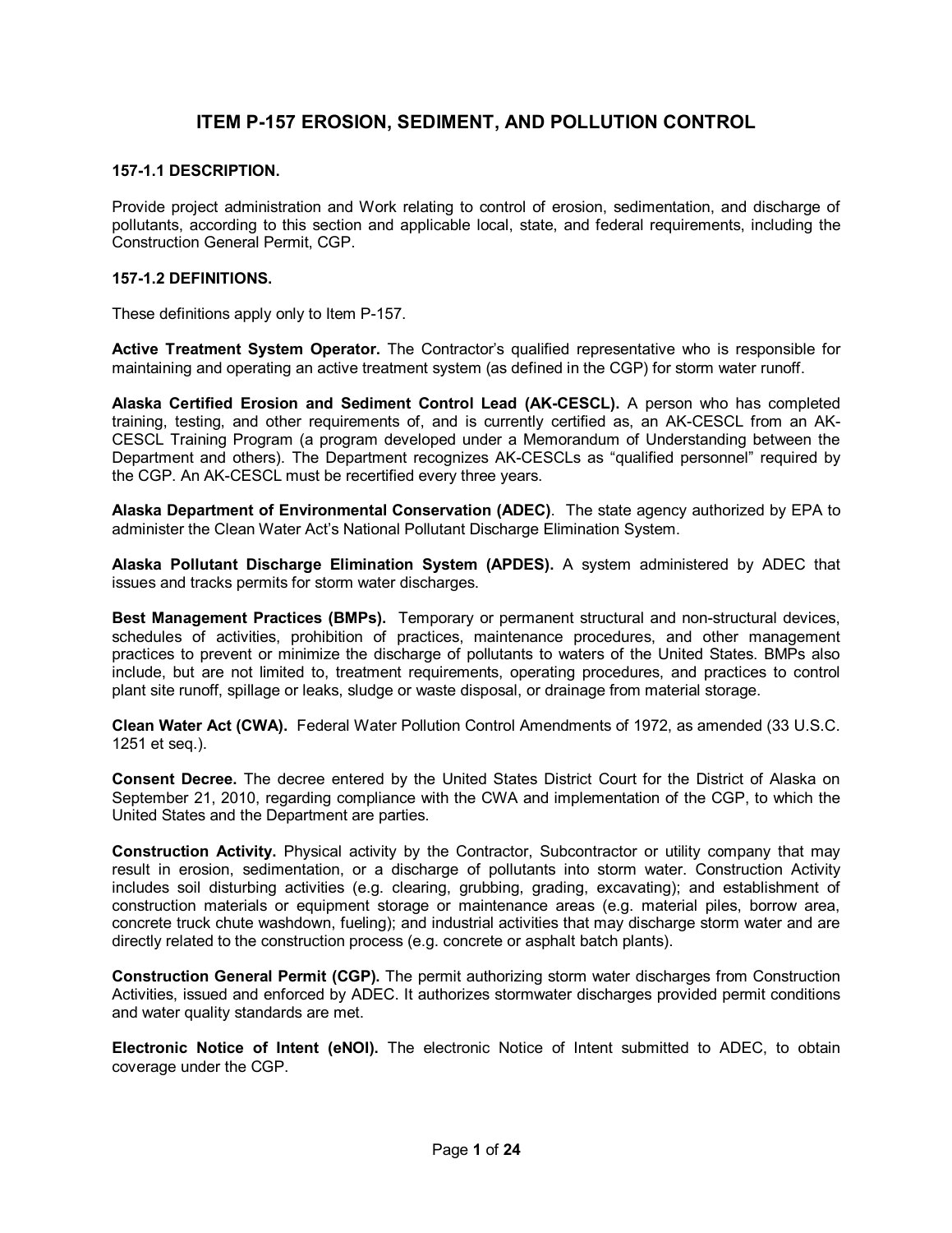# ITEM P-157 EROSION, SEDIMENT, AND POLLUTION CONTROL

## 157-1.1 DESCRIPTION.

Provide project administration and Work relating to control of erosion, sedimentation, and discharge of pollutants, according to this section and applicable local, state, and federal requirements, including the Construction General Permit, CGP.

## 157-1.2 DEFINITIONS.

These definitions apply only to Item P-157.

**Active Treatment System Operator.** The Contractor's qualified representative who is responsible for maintaining and operating an active treatment system (as defined in the CGP) for storm water runoff.

**Alaska Certified Erosion and Sediment Control Lead (AK-CESCL).** A person who has completed training, testing, and other requirements of, and is currently certified as, an AK-CESCL from an AK-CESCL Training Program (a program developed under a Memorandum of Understanding between the Department and others). The Department recognizes AK-CESCLs as "qualified personnel" required by the CGP. An AK-CESCL must be recertified every three years.

**Alaska Department of Environmental Conservation (ADEC).** The state agency authorized by EPA to administer the Clean Water Act's National Pollutant Discharge Elimination System.

**Alaska Pollutant Discharge Elimination System (APDES).** A system administered by ADEC that issues and tracks permits for storm water discharges.

**Best Management Practices (BMPs).** Temporary or permanent structural and non-structural devices, schedules of activities, prohibition of practices, maintenance procedures, and other management practices to prevent or minimize the discharge of pollutants to waters of the United States. BMPs also include, but are not limited to, treatment requirements, operating procedures, and practices to control plant site runoff, spillage or leaks, sludge or waste disposal, or drainage from material storage.

**Clean Water Act (CWA).** Federal Water Pollution Control Amendments of 1972, as amended (33 U.S.C. 1251 et seq.).

**Consent Decree.** The decree entered by the United States District Court for the District of Alaska on September 21, 2010, regarding compliance with the CWA and implementation of the CGP, to which the United States and the Department are parties.

**Construction Activity.** Physical activity by the Contractor, Subcontractor or utility company that may result in erosion, sedimentation, or a discharge of pollutants into storm water. Construction Activity includes soil disturbing activities (e.g. clearing, grubbing, grading, excavating); and establishment of construction materials or equipment storage or maintenance areas (e.g. material piles, borrow area, concrete truck chute washdown, fueling); and industrial activities that may discharge storm water and are directly related to the construction process (e.g. concrete or asphalt batch plants).

**Construction General Permit (CGP).** The permit authorizing storm water discharges from Construction Activities, issued and enforced by ADEC. It authorizes stormwater discharges provided permit conditions and water quality standards are met.

**Electronic Notice of Intent (eNOI).** The electronic Notice of Intent submitted to ADEC, to obtain coverage under the CGP.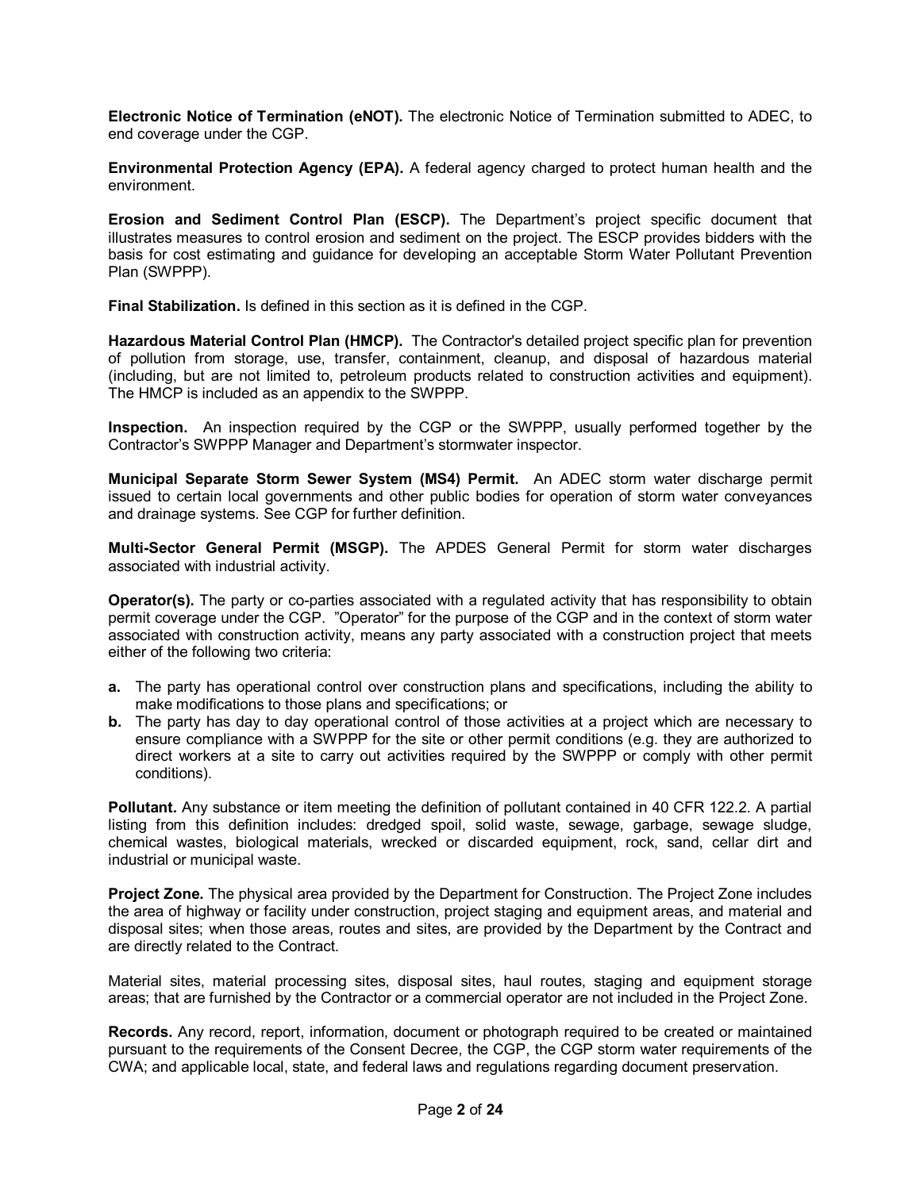**Electronic Notice of Termination (eNOT).** The electronic Notice of Termination submitted to ADEC, to end coverage under the CGP.

**Environmental Protection Agency (EPA).** A federal agency charged to protect human health and the environment.

**Erosion and Sediment Control Plan (ESCP).** The Department's project specific document that illustrates measures to control erosion and sediment on the project. The ESCP provides bidders with the basis for cost estimating and guidance for developing an acceptable Storm Water Pollutant Prevention Plan (SWPPP).

**Final Stabilization.** Is defined in this section as it is defined in the CGP.

**Hazardous Material Control Plan (HMCP).** The Contractor's detailed project specific plan for prevention of pollution from storage, use, transfer, containment, cleanup, and disposal of hazardous material (including, but are not limited to, petroleum products related to construction activities and equipment). The HMCP is included as an appendix to the SWPPP.

**Inspection.** An inspection required by the CGP or the SWPPP, usually performed together by the Contractor's SWPPP Manager and Department's stormwater inspector.

**Municipal Separate Storm Sewer System (MS4) Permit.** An ADEC storm water discharge permit issued to certain local governments and other public bodies for operation of storm water conveyances and drainage systems. See CGP for further definition.

**Multi-Sector General Permit (MSGP).** The APDES General Permit for storm water discharges associated with industrial activity.

**Operator(s).** The party or co-parties associated with a regulated activity that has responsibility to obtain permit coverage under the CGP. "Operator" for the purpose of the CGP and in the context of storm water associated with construction activity, means any party associated with a construction project that meets either of the following two criteria:

**a.** The party has operational control over construction plans and specifications, including the ability to make modifications to those plans and specifications; or

**b.** The party has day to day operational control of those activities at a project which are necessary to ensure compliance with a SWPPP for the site or other permit conditions (e.g. they are authorized to direct workers at a site to carry out activities required by the SWPPP or comply with other permit conditions).

**Pollutant.** Any substance or item meeting the definition of pollutant contained in 40 CFR 122.2. A partial listing from this definition includes: dredged spoil, solid waste, sewage, garbage, sewage sludge, chemical wastes, biological materials, wrecked or discarded equipment, rock, sand, cellar dirt and industrial or municipal waste.

**Project Zone.** The physical area provided by the Department for Construction. The Project Zone includes the area of highway or facility under construction, project staging and equipment areas, and material and disposal sites; when those areas, routes and sites, are provided by the Department by the Contract and are directly related to the Contract.

Material sites, material processing sites, disposal sites, haul routes, staging and equipment storage areas; that are furnished by the Contractor or a commercial operator are not included in the Project Zone.

**Records.** Any record, report, information, document or photograph required to be created or maintained pursuant to the requirements of the Consent Decree, the CGP, the CGP storm water requirements of the CWA; and applicable local, state, and federal laws and regulations regarding document preservation.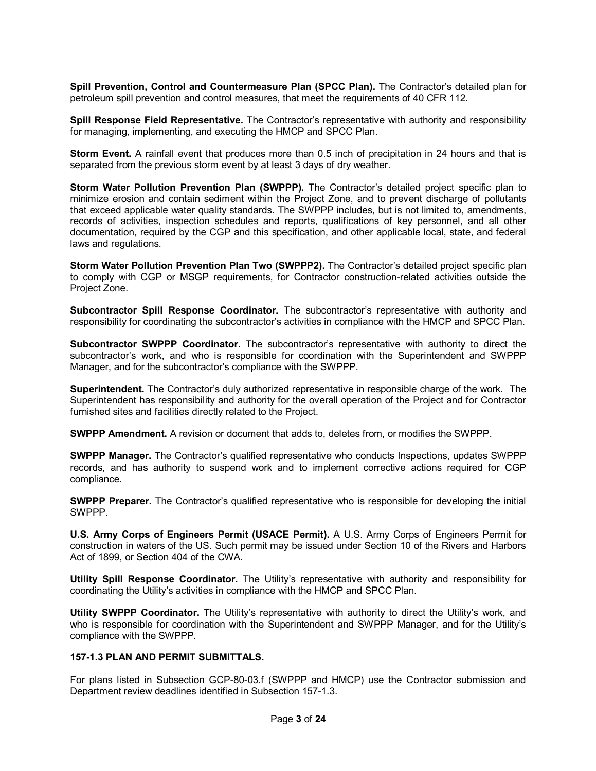**Spill Prevention, Control and Countermeasure Plan (SPCC Plan).** The Contractor's detailed plan for petroleum spill prevention and control measures, that meet the requirements of 40 CFR 112.

**Spill Response Field Representative.** The Contractor's representative with authority and responsibility for managing, implementing, and executing the HMCP and SPCC Plan.

**Storm Event.** A rainfall event that produces more than 0.5 inch of precipitation in 24 hours and that is separated from the previous storm event by at least 3 days of dry weather.

**Storm Water Pollution Prevention Plan (SWPPP).** The Contractor's detailed project specific plan to minimize erosion and contain sediment within the Project Zone, and to prevent discharge of pollutants that exceed applicable water quality standards. The SWPPP includes, but is not limited to, amendments, records of activities, inspection schedules and reports, qualifications of key personnel, and all other documentation, required by the CGP and this specification, and other applicable local, state, and federal laws and regulations.

**Storm Water Pollution Prevention Plan Two (SWPPP2).** The Contractor's detailed project specific plan to comply with CGP or MSGP requirements, for Contractor construction-related activities outside the Project Zone.

**Subcontractor Spill Response Coordinator.** The subcontractor's representative with authority and responsibility for coordinating the subcontractor's activities in compliance with the HMCP and SPCC Plan.

**Subcontractor SWPPP Coordinator.** The subcontractor's representative with authority to direct the subcontractor's work, and who is responsible for coordination with the Superintendent and SWPPP Manager, and for the subcontractor's compliance with the SWPPP.

**Superintendent.** The Contractor's duly authorized representative in responsible charge of the work. The Superintendent has responsibility and authority for the overall operation of the Project and for Contractor furnished sites and facilities directly related to the Project.

**SWPPP Amendment.** A revision or document that adds to, deletes from, or modifies the SWPPP.

**SWPPP Manager.** The Contractor's qualified representative who conducts Inspections, updates SWPPP records, and has authority to suspend work and to implement corrective actions required for CGP compliance.

**SWPPP Preparer.** The Contractor's qualified representative who is responsible for developing the initial SWPPP.

**U.S. Army Corps of Engineers Permit (USACE Permit).** A U.S. Army Corps of Engineers Permit for construction in waters of the US. Such permit may be issued under Section 10 of the Rivers and Harbors Act of 1899, or Section 404 of the CWA.

**Utility Spill Response Coordinator.** The Utility's representative with authority and responsibility for coordinating the Utility's activities in compliance with the HMCP and SPCC Plan.

**Utility SWPPP Coordinator.** The Utility's representative with authority to direct the Utility's work, and who is responsible for coordination with the Superintendent and SWPPP Manager, and for the Utility's compliance with the SWPPP.

### 157-1.3 PLAN AND PERMIT SUBMITTALS.

For plans listed in Subsection GCP-80-03.f (SWPPP and HMCP) use the Contractor submission and Department review deadlines identified in Subsection 157-1.3.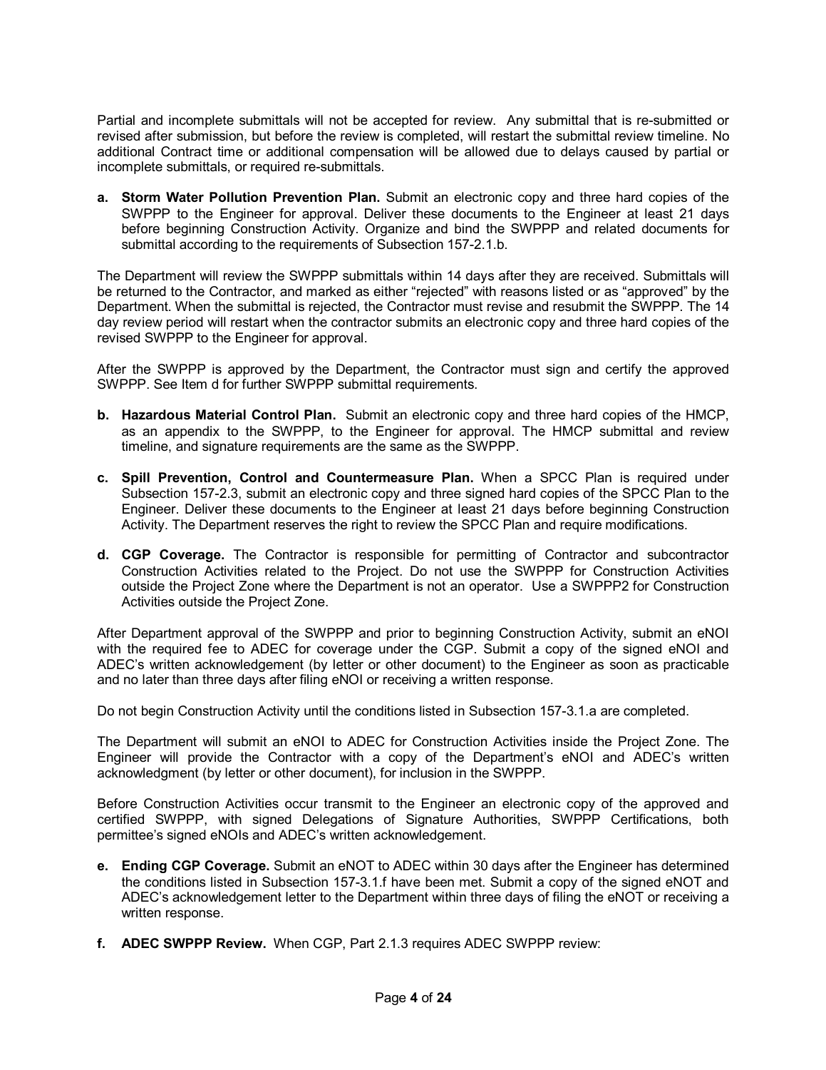Partial and incomplete submittals will not be accepted for review. Any submittal that is re-submitted or revised after submission, but before the review is completed, will restart the submittal review timeline. No additional Contract time or additional compensation will be allowed due to delays caused by partial or incomplete submittals, or required re-submittals.

**a. Storm Water Pollution Prevention Plan.** Submit an electronic copy and three hard copies of the SWPPP to the Engineer for approval. Deliver these documents to the Engineer at least 21 days before beginning Construction Activity. Organize and bind the SWPPP and related documents for submittal according to the requirements of Subsection 157-2.1.b.

The Department will review the SWPPP submittals within 14 days after they are received. Submittals will be returned to the Contractor, and marked as either "rejected" with reasons listed or as "approved" by the Department. When the submittal is rejected, the Contractor must revise and resubmit the SWPPP. The 14 day review period will restart when the contractor submits an electronic copy and three hard copies of the revised SWPPP to the Engineer for approval.

After the SWPPP is approved by the Department, the Contractor must sign and certify the approved SWPPP. See Item d for further SWPPP submittal requirements.

**b. Hazardous Material Control Plan.** Submit an electronic copy and three hard copies of the HMCP, as an appendix to the SWPPP, to the Engineer for approval. The HMCP submittal and review timeline, and signature requirements are the same as the SWPPP.

**c. Spill Prevention, Control and Countermeasure Plan.** When a SPCC Plan is required under Subsection 157-2.3, submit an electronic copy and three signed hard copies of the SPCC Plan to the Engineer. Deliver these documents to the Engineer at least 21 days before beginning Construction Activity. The Department reserves the right to review the SPCC Plan and require modifications.

**d. CGP Coverage.** The Contractor is responsible for permitting of Contractor and subcontractor Construction Activities related to the Project. Do not use the SWPPP for Construction Activities outside the Project Zone where the Department is not an operator. Use a SWPPP2 for Construction Activities outside the Project Zone.

After Department approval of the SWPPP and prior to beginning Construction Activity, submit an eNOI with the required fee to ADEC for coverage under the CGP. Submit a copy of the signed eNOI and ADEC's written acknowledgement (by letter or other document) to the Engineer as soon as practicable and no later than three days after filing eNOI or receiving a written response.

Do not begin Construction Activity until the conditions listed in Subsection 157-3.1.a are completed.

The Department will submit an eNOI to ADEC for Construction Activities inside the Project Zone. The Engineer will provide the Contractor with a copy of the Department's eNOI and ADEC's written acknowledgment (by letter or other document), for inclusion in the SWPPP.

Before Construction Activities occur transmit to the Engineer an electronic copy of the approved and certified SWPPP, with signed Delegations of Signature Authorities, SWPPP Certifications, both permittee's signed eNOIs and ADEC's written acknowledgement.

**e. Ending CGP Coverage.** Submit an eNOT to ADEC within 30 days after the Engineer has determined the conditions listed in Subsection 157-3.1.f have been met. Submit a copy of the signed eNOT and ADEC's acknowledgement letter to the Department within three days of filing the eNOT or receiving a written response.

**f. ADEC SWPPP Review.** When CGP, Part 2.1.3 requires ADEC SWPPP review: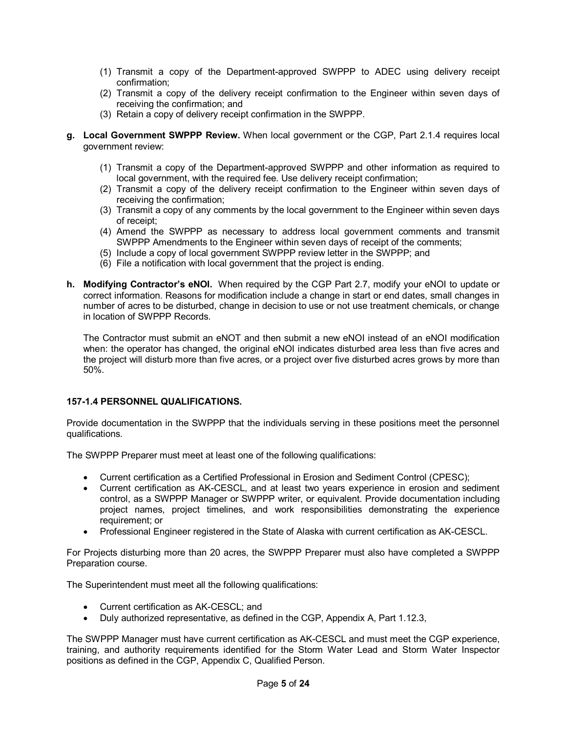(1) Transmit a copy of the Department-approved SWPPP to ADEC using delivery receipt confirmation;
(2) Transmit a copy of the delivery receipt confirmation to the Engineer within seven days of receiving the confirmation; and
(3) Retain a copy of delivery receipt confirmation in the SWPPP.

**g. Local Government SWPPP Review.** When local government or the CGP, Part 2.1.4 requires local government review:

(1) Transmit a copy of the Department-approved SWPPP and other information as required to local government, with the required fee. Use delivery receipt confirmation;
(2) Transmit a copy of the delivery receipt confirmation to the Engineer within seven days of receiving the confirmation;
(3) Transmit a copy of any comments by the local government to the Engineer within seven days of receipt;
(4) Amend the SWPPP as necessary to address local government comments and transmit SWPPP Amendments to the Engineer within seven days of receipt of the comments;
(5) Include a copy of local government SWPPP review letter in the SWPPP; and
(6) File a notification with local government that the project is ending.

**h. Modifying Contractor's eNOI.** When required by the CGP Part 2.7, modify your eNOI to update or correct information. Reasons for modification include a change in start or end dates, small changes in number of acres to be disturbed, change in decision to use or not use treatment chemicals, or change in location of SWPPP Records.

The Contractor must submit an eNOT and then submit a new eNOI instead of an eNOI modification when: the operator has changed, the original eNOI indicates disturbed area less than five acres and the project will disturb more than five acres, or a project over five disturbed acres grows by more than 50%.

### 157-1.4 PERSONNEL QUALIFICATIONS.

Provide documentation in the SWPPP that the individuals serving in these positions meet the personnel qualifications.

The SWPPP Preparer must meet at least one of the following qualifications:

- Current certification as a Certified Professional in Erosion and Sediment Control (CPESC);
- Current certification as AK-CESCL, and at least two years experience in erosion and sediment control, as a SWPPP Manager or SWPPP writer, or equivalent. Provide documentation including project names, project timelines, and work responsibilities demonstrating the experience requirement; or
- Professional Engineer registered in the State of Alaska with current certification as AK-CESCL.

For Projects disturbing more than 20 acres, the SWPPP Preparer must also have completed a SWPPP Preparation course.

The Superintendent must meet all the following qualifications:

- Current certification as AK-CESCL; and
- Duly authorized representative, as defined in the CGP, Appendix A, Part 1.12.3,

The SWPPP Manager must have current certification as AK-CESCL and must meet the CGP experience, training, and authority requirements identified for the Storm Water Lead and Storm Water Inspector positions as defined in the CGP, Appendix C, Qualified Person.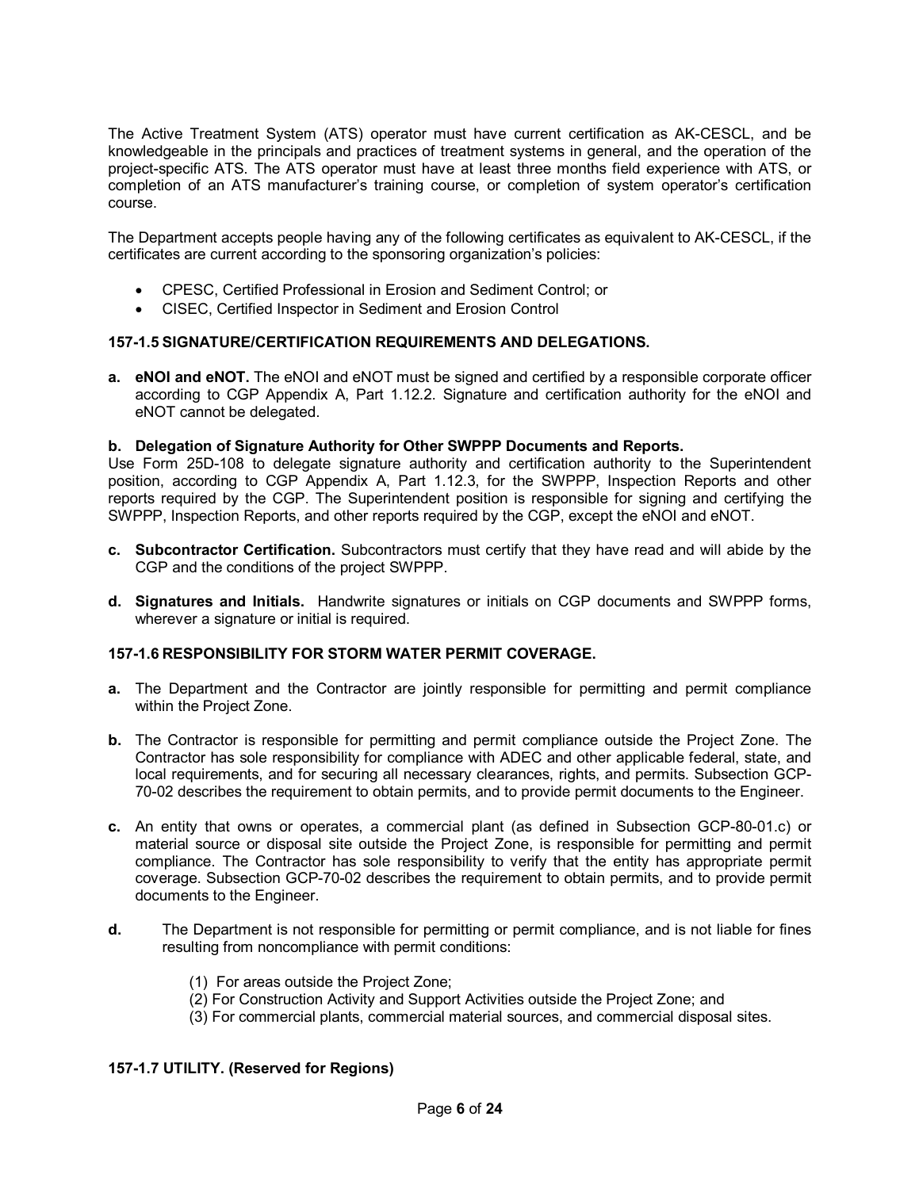The Active Treatment System (ATS) operator must have current certification as AK-CESCL, and be knowledgeable in the principals and practices of treatment systems in general, and the operation of the project-specific ATS. The ATS operator must have at least three months field experience with ATS, or completion of an ATS manufacturer's training course, or completion of system operator's certification course.

The Department accepts people having any of the following certificates as equivalent to AK-CESCL, if the certificates are current according to the sponsoring organization's policies:

- CPESC, Certified Professional in Erosion and Sediment Control; or
- CISEC, Certified Inspector in Sediment and Erosion Control

**157-1.5 SIGNATURE/CERTIFICATION REQUIREMENTS AND DELEGATIONS.**

**a. eNOI and eNOT.** The eNOI and eNOT must be signed and certified by a responsible corporate officer according to CGP Appendix A, Part 1.12.2. Signature and certification authority for the eNOI and eNOT cannot be delegated.

**b. Delegation of Signature Authority for Other SWPPP Documents and Reports.**
Use Form 25D-108 to delegate signature authority and certification authority to the Superintendent position, according to CGP Appendix A, Part 1.12.3, for the SWPPP, Inspection Reports and other reports required by the CGP. The Superintendent position is responsible for signing and certifying the SWPPP, Inspection Reports, and other reports required by the CGP, except the eNOI and eNOT.

**c. Subcontractor Certification.** Subcontractors must certify that they have read and will abide by the CGP and the conditions of the project SWPPP.

**d. Signatures and Initials.** Handwrite signatures or initials on CGP documents and SWPPP forms, wherever a signature or initial is required.

**157-1.6 RESPONSIBILITY FOR STORM WATER PERMIT COVERAGE.**

**a.** The Department and the Contractor are jointly responsible for permitting and permit compliance within the Project Zone.

**b.** The Contractor is responsible for permitting and permit compliance outside the Project Zone. The Contractor has sole responsibility for compliance with ADEC and other applicable federal, state, and local requirements, and for securing all necessary clearances, rights, and permits. Subsection GCP-70-02 describes the requirement to obtain permits, and to provide permit documents to the Engineer.

**c.** An entity that owns or operates, a commercial plant (as defined in Subsection GCP-80-01.c) or material source or disposal site outside the Project Zone, is responsible for permitting and permit compliance. The Contractor has sole responsibility to verify that the entity has appropriate permit coverage. Subsection GCP-70-02 describes the requirement to obtain permits, and to provide permit documents to the Engineer.

**d.** The Department is not responsible for permitting or permit compliance, and is not liable for fines resulting from noncompliance with permit conditions:

(1) For areas outside the Project Zone;
(2) For Construction Activity and Support Activities outside the Project Zone; and
(3) For commercial plants, commercial material sources, and commercial disposal sites.

**157-1.7 UTILITY. (Reserved for Regions)**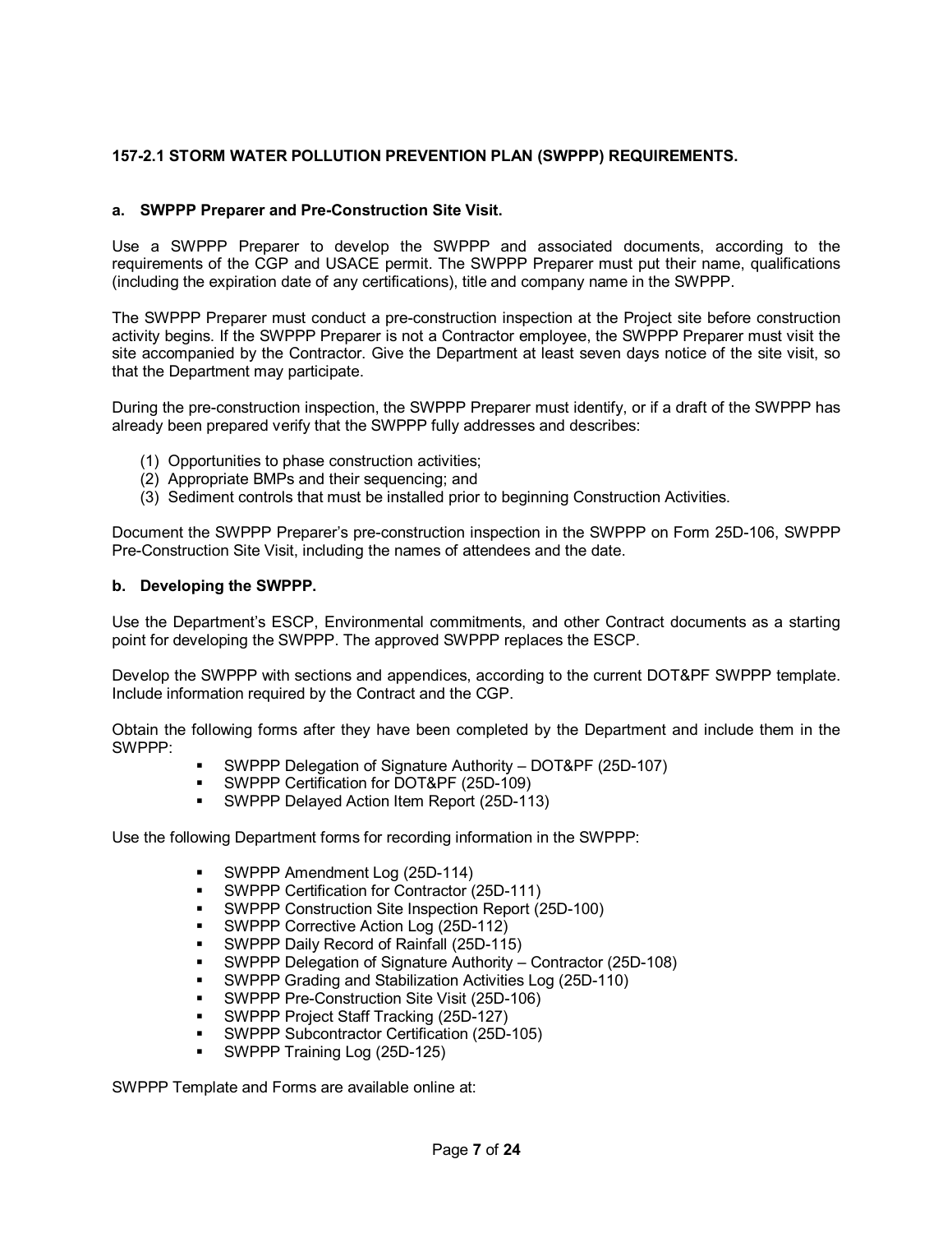## 157-2.1 STORM WATER POLLUTION PREVENTION PLAN (SWPPP) REQUIREMENTS.

### a. SWPPP Preparer and Pre-Construction Site Visit.

Use a SWPPP Preparer to develop the SWPPP and associated documents, according to the requirements of the CGP and USACE permit. The SWPPP Preparer must put their name, qualifications (including the expiration date of any certifications), title and company name in the SWPPP.

The SWPPP Preparer must conduct a pre-construction inspection at the Project site before construction activity begins. If the SWPPP Preparer is not a Contractor employee, the SWPPP Preparer must visit the site accompanied by the Contractor. Give the Department at least seven days notice of the site visit, so that the Department may participate.

During the pre-construction inspection, the SWPPP Preparer must identify, or if a draft of the SWPPP has already been prepared verify that the SWPPP fully addresses and describes:

(1) Opportunities to phase construction activities;
(2) Appropriate BMPs and their sequencing; and
(3) Sediment controls that must be installed prior to beginning Construction Activities.

Document the SWPPP Preparer's pre-construction inspection in the SWPPP on Form 25D-106, SWPPP Pre-Construction Site Visit, including the names of attendees and the date.

### b. Developing the SWPPP.

Use the Department's ESCP, Environmental commitments, and other Contract documents as a starting point for developing the SWPPP. The approved SWPPP replaces the ESCP.

Develop the SWPPP with sections and appendices, according to the current DOT&PF SWPPP template. Include information required by the Contract and the CGP.

Obtain the following forms after they have been completed by the Department and include them in the SWPPP:

- SWPPP Delegation of Signature Authority – DOT&PF (25D-107)
- SWPPP Certification for DOT&PF (25D-109)
- SWPPP Delayed Action Item Report (25D-113)

Use the following Department forms for recording information in the SWPPP:

- SWPPP Amendment Log (25D-114)
- SWPPP Certification for Contractor (25D-111)
- SWPPP Construction Site Inspection Report (25D-100)
- SWPPP Corrective Action Log (25D-112)
- SWPPP Daily Record of Rainfall (25D-115)
- SWPPP Delegation of Signature Authority – Contractor (25D-108)
- SWPPP Grading and Stabilization Activities Log (25D-110)
- SWPPP Pre-Construction Site Visit (25D-106)
- SWPPP Project Staff Tracking (25D-127)
- SWPPP Subcontractor Certification (25D-105)
- SWPPP Training Log (25D-125)

SWPPP Template and Forms are available online at: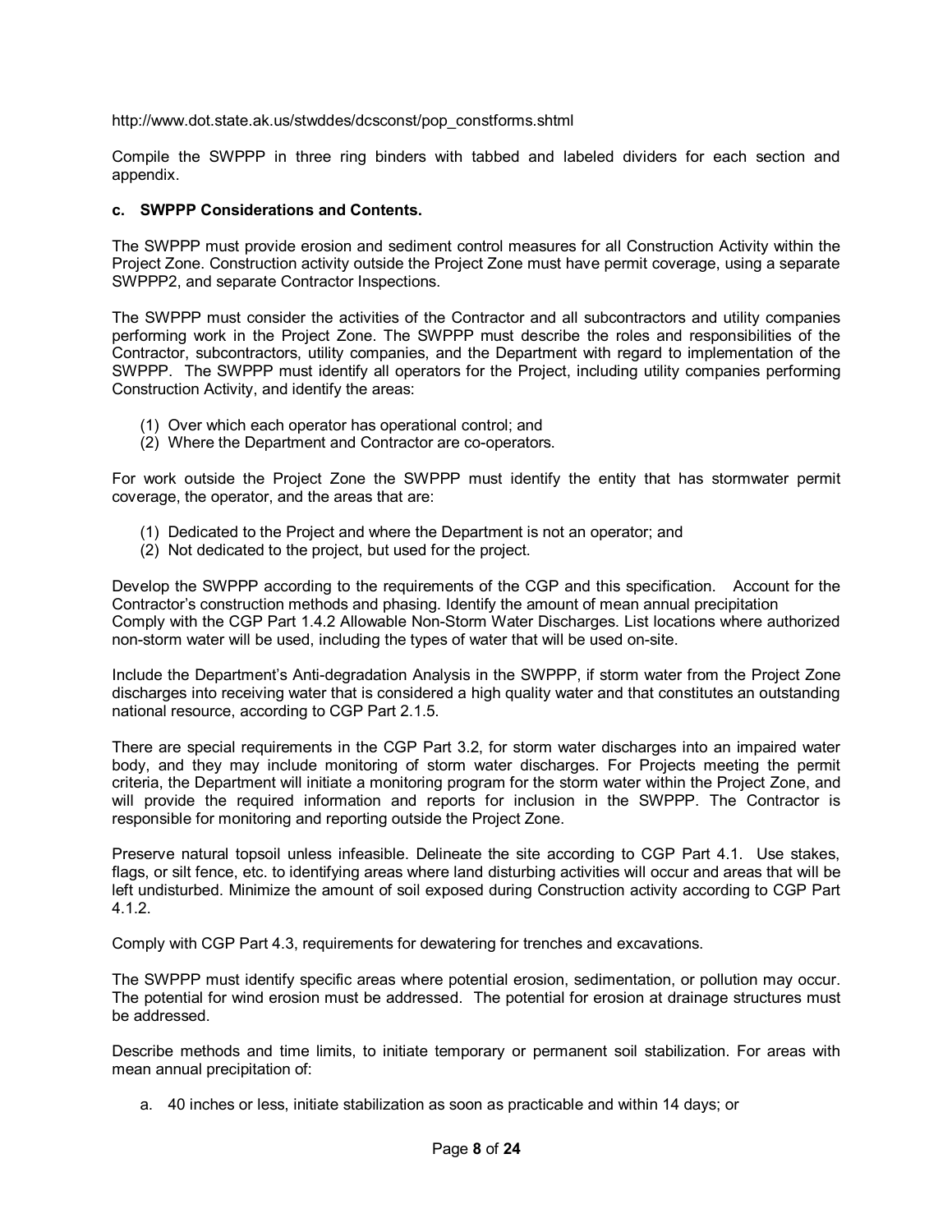http://www.dot.state.ak.us/stwddes/dcsconst/pop_constforms.shtml

Compile the SWPPP in three ring binders with tabbed and labeled dividers for each section and appendix.

**c. SWPPP Considerations and Contents.**

The SWPPP must provide erosion and sediment control measures for all Construction Activity within the Project Zone. Construction activity outside the Project Zone must have permit coverage, using a separate SWPPP2, and separate Contractor Inspections.

The SWPPP must consider the activities of the Contractor and all subcontractors and utility companies performing work in the Project Zone. The SWPPP must describe the roles and responsibilities of the Contractor, subcontractors, utility companies, and the Department with regard to implementation of the SWPPP. The SWPPP must identify all operators for the Project, including utility companies performing Construction Activity, and identify the areas:

(1) Over which each operator has operational control; and
(2) Where the Department and Contractor are co-operators.

For work outside the Project Zone the SWPPP must identify the entity that has stormwater permit coverage, the operator, and the areas that are:

(1) Dedicated to the Project and where the Department is not an operator; and
(2) Not dedicated to the project, but used for the project.

Develop the SWPPP according to the requirements of the CGP and this specification. Account for the Contractor's construction methods and phasing. Identify the amount of mean annual precipitation Comply with the CGP Part 1.4.2 Allowable Non-Storm Water Discharges. List locations where authorized non-storm water will be used, including the types of water that will be used on-site.

Include the Department's Anti-degradation Analysis in the SWPPP, if storm water from the Project Zone discharges into receiving water that is considered a high quality water and that constitutes an outstanding national resource, according to CGP Part 2.1.5.

There are special requirements in the CGP Part 3.2, for storm water discharges into an impaired water body, and they may include monitoring of storm water discharges. For Projects meeting the permit criteria, the Department will initiate a monitoring program for the storm water within the Project Zone, and will provide the required information and reports for inclusion in the SWPPP. The Contractor is responsible for monitoring and reporting outside the Project Zone.

Preserve natural topsoil unless infeasible. Delineate the site according to CGP Part 4.1. Use stakes, flags, or silt fence, etc. to identifying areas where land disturbing activities will occur and areas that will be left undisturbed. Minimize the amount of soil exposed during Construction activity according to CGP Part 4.1.2.

Comply with CGP Part 4.3, requirements for dewatering for trenches and excavations.

The SWPPP must identify specific areas where potential erosion, sedimentation, or pollution may occur. The potential for wind erosion must be addressed. The potential for erosion at drainage structures must be addressed.

Describe methods and time limits, to initiate temporary or permanent soil stabilization. For areas with mean annual precipitation of:

a. 40 inches or less, initiate stabilization as soon as practicable and within 14 days; or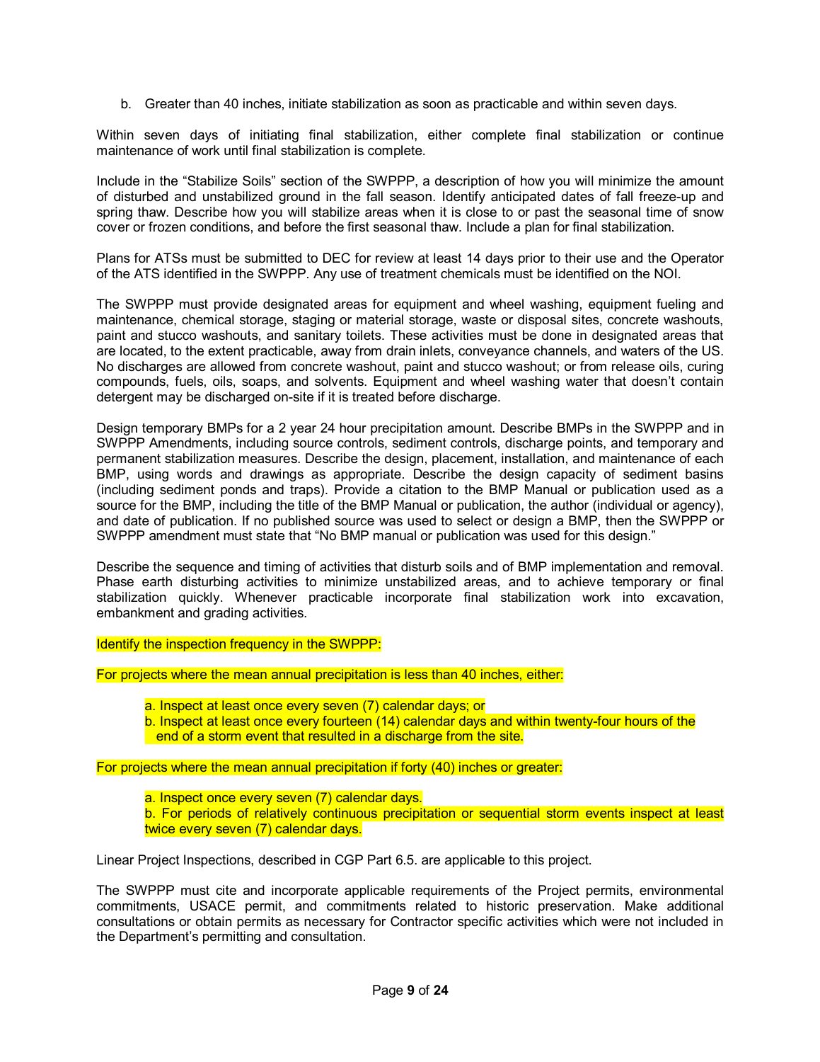b. Greater than 40 inches, initiate stabilization as soon as practicable and within seven days.

Within seven days of initiating final stabilization, either complete final stabilization or continue maintenance of work until final stabilization is complete.

Include in the "Stabilize Soils" section of the SWPPP, a description of how you will minimize the amount of disturbed and unstabilized ground in the fall season. Identify anticipated dates of fall freeze-up and spring thaw. Describe how you will stabilize areas when it is close to or past the seasonal time of snow cover or frozen conditions, and before the first seasonal thaw. Include a plan for final stabilization.

Plans for ATSs must be submitted to DEC for review at least 14 days prior to their use and the Operator of the ATS identified in the SWPPP. Any use of treatment chemicals must be identified on the NOI.

The SWPPP must provide designated areas for equipment and wheel washing, equipment fueling and maintenance, chemical storage, staging or material storage, waste or disposal sites, concrete washouts, paint and stucco washouts, and sanitary toilets. These activities must be done in designated areas that are located, to the extent practicable, away from drain inlets, conveyance channels, and waters of the US. No discharges are allowed from concrete washout, paint and stucco washout; or from release oils, curing compounds, fuels, oils, soaps, and solvents. Equipment and wheel washing water that doesn't contain detergent may be discharged on-site if it is treated before discharge.

Design temporary BMPs for a 2 year 24 hour precipitation amount. Describe BMPs in the SWPPP and in SWPPP Amendments, including source controls, sediment controls, discharge points, and temporary and permanent stabilization measures. Describe the design, placement, installation, and maintenance of each BMP, using words and drawings as appropriate. Describe the design capacity of sediment basins (including sediment ponds and traps). Provide a citation to the BMP Manual or publication used as a source for the BMP, including the title of the BMP Manual or publication, the author (individual or agency), and date of publication. If no published source was used to select or design a BMP, then the SWPPP or SWPPP amendment must state that "No BMP manual or publication was used for this design."

Describe the sequence and timing of activities that disturb soils and of BMP implementation and removal. Phase earth disturbing activities to minimize unstabilized areas, and to achieve temporary or final stabilization quickly. Whenever practicable incorporate final stabilization work into excavation, embankment and grading activities.

Identify the inspection frequency in the SWPPP:

For projects where the mean annual precipitation is less than 40 inches, either:

a. Inspect at least once every seven (7) calendar days; or
b. Inspect at least once every fourteen (14) calendar days and within twenty-four hours of the end of a storm event that resulted in a discharge from the site.

For projects where the mean annual precipitation if forty (40) inches or greater:

a. Inspect once every seven (7) calendar days.
b. For periods of relatively continuous precipitation or sequential storm events inspect at least twice every seven (7) calendar days.

Linear Project Inspections, described in CGP Part 6.5. are applicable to this project.

The SWPPP must cite and incorporate applicable requirements of the Project permits, environmental commitments, USACE permit, and commitments related to historic preservation. Make additional consultations or obtain permits as necessary for Contractor specific activities which were not included in the Department's permitting and consultation.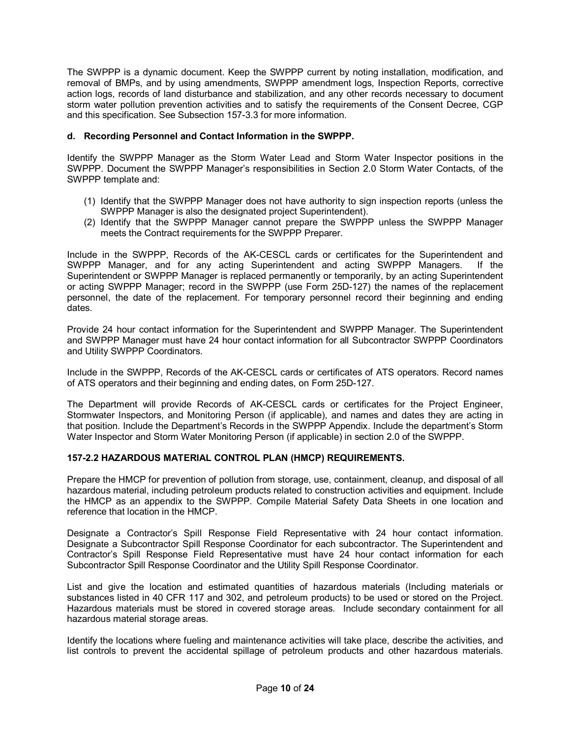The SWPPP is a dynamic document. Keep the SWPPP current by noting installation, modification, and removal of BMPs, and by using amendments, SWPPP amendment logs, Inspection Reports, corrective action logs, records of land disturbance and stabilization, and any other records necessary to document storm water pollution prevention activities and to satisfy the requirements of the Consent Decree, CGP and this specification. See Subsection 157-3.3 for more information.

**d. Recording Personnel and Contact Information in the SWPPP.**

Identify the SWPPP Manager as the Storm Water Lead and Storm Water Inspector positions in the SWPPP. Document the SWPPP Manager's responsibilities in Section 2.0 Storm Water Contacts, of the SWPPP template and:

(1) Identify that the SWPPP Manager does not have authority to sign inspection reports (unless the SWPPP Manager is also the designated project Superintendent).
(2) Identify that the SWPPP Manager cannot prepare the SWPPP unless the SWPPP Manager meets the Contract requirements for the SWPPP Preparer.

Include in the SWPPP, Records of the AK-CESCL cards or certificates for the Superintendent and SWPPP Manager, and for any acting Superintendent and acting SWPPP Managers. If the Superintendent or SWPPP Manager is replaced permanently or temporarily, by an acting Superintendent or acting SWPPP Manager; record in the SWPPP (use Form 25D-127) the names of the replacement personnel, the date of the replacement. For temporary personnel record their beginning and ending dates.

Provide 24 hour contact information for the Superintendent and SWPPP Manager. The Superintendent and SWPPP Manager must have 24 hour contact information for all Subcontractor SWPPP Coordinators and Utility SWPPP Coordinators.

Include in the SWPPP, Records of the AK-CESCL cards or certificates of ATS operators. Record names of ATS operators and their beginning and ending dates, on Form 25D-127.

The Department will provide Records of AK-CESCL cards or certificates for the Project Engineer, Stormwater Inspectors, and Monitoring Person (if applicable), and names and dates they are acting in that position. Include the Department's Records in the SWPPP Appendix. Include the department's Storm Water Inspector and Storm Water Monitoring Person (if applicable) in section 2.0 of the SWPPP.

**157-2.2 HAZARDOUS MATERIAL CONTROL PLAN (HMCP) REQUIREMENTS.**

Prepare the HMCP for prevention of pollution from storage, use, containment, cleanup, and disposal of all hazardous material, including petroleum products related to construction activities and equipment. Include the HMCP as an appendix to the SWPPP. Compile Material Safety Data Sheets in one location and reference that location in the HMCP.

Designate a Contractor's Spill Response Field Representative with 24 hour contact information. Designate a Subcontractor Spill Response Coordinator for each subcontractor. The Superintendent and Contractor's Spill Response Field Representative must have 24 hour contact information for each Subcontractor Spill Response Coordinator and the Utility Spill Response Coordinator.

List and give the location and estimated quantities of hazardous materials (Including materials or substances listed in 40 CFR 117 and 302, and petroleum products) to be used or stored on the Project. Hazardous materials must be stored in covered storage areas. Include secondary containment for all hazardous material storage areas.

Identify the locations where fueling and maintenance activities will take place, describe the activities, and list controls to prevent the accidental spillage of petroleum products and other hazardous materials.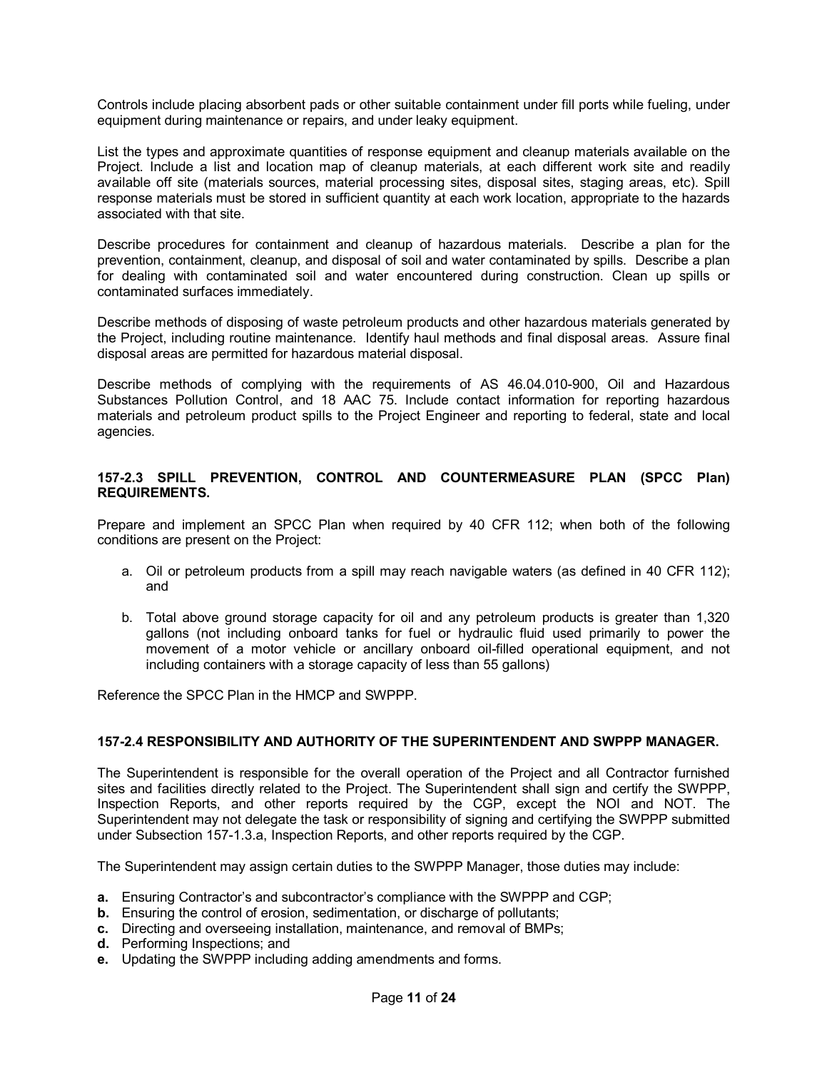Controls include placing absorbent pads or other suitable containment under fill ports while fueling, under equipment during maintenance or repairs, and under leaky equipment.

List the types and approximate quantities of response equipment and cleanup materials available on the Project. Include a list and location map of cleanup materials, at each different work site and readily available off site (materials sources, material processing sites, disposal sites, staging areas, etc). Spill response materials must be stored in sufficient quantity at each work location, appropriate to the hazards associated with that site.

Describe procedures for containment and cleanup of hazardous materials. Describe a plan for the prevention, containment, cleanup, and disposal of soil and water contaminated by spills. Describe a plan for dealing with contaminated soil and water encountered during construction. Clean up spills or contaminated surfaces immediately.

Describe methods of disposing of waste petroleum products and other hazardous materials generated by the Project, including routine maintenance. Identify haul methods and final disposal areas. Assure final disposal areas are permitted for hazardous material disposal.

Describe methods of complying with the requirements of AS 46.04.010-900, Oil and Hazardous Substances Pollution Control, and 18 AAC 75. Include contact information for reporting hazardous materials and petroleum product spills to the Project Engineer and reporting to federal, state and local agencies.

### 157-2.3 SPILL PREVENTION, CONTROL AND COUNTERMEASURE PLAN (SPCC Plan) REQUIREMENTS.

Prepare and implement an SPCC Plan when required by 40 CFR 112; when both of the following conditions are present on the Project:

a. Oil or petroleum products from a spill may reach navigable waters (as defined in 40 CFR 112); and

b. Total above ground storage capacity for oil and any petroleum products is greater than 1,320 gallons (not including onboard tanks for fuel or hydraulic fluid used primarily to power the movement of a motor vehicle or ancillary onboard oil-filled operational equipment, and not including containers with a storage capacity of less than 55 gallons)

Reference the SPCC Plan in the HMCP and SWPPP.

### 157-2.4 RESPONSIBILITY AND AUTHORITY OF THE SUPERINTENDENT AND SWPPP MANAGER.

The Superintendent is responsible for the overall operation of the Project and all Contractor furnished sites and facilities directly related to the Project. The Superintendent shall sign and certify the SWPPP, Inspection Reports, and other reports required by the CGP, except the NOI and NOT. The Superintendent may not delegate the task or responsibility of signing and certifying the SWPPP submitted under Subsection 157-1.3.a, Inspection Reports, and other reports required by the CGP.

The Superintendent may assign certain duties to the SWPPP Manager, those duties may include:

**a.** Ensuring Contractor's and subcontractor's compliance with the SWPPP and CGP;
**b.** Ensuring the control of erosion, sedimentation, or discharge of pollutants;
**c.** Directing and overseeing installation, maintenance, and removal of BMPs;
**d.** Performing Inspections; and
**e.** Updating the SWPPP including adding amendments and forms.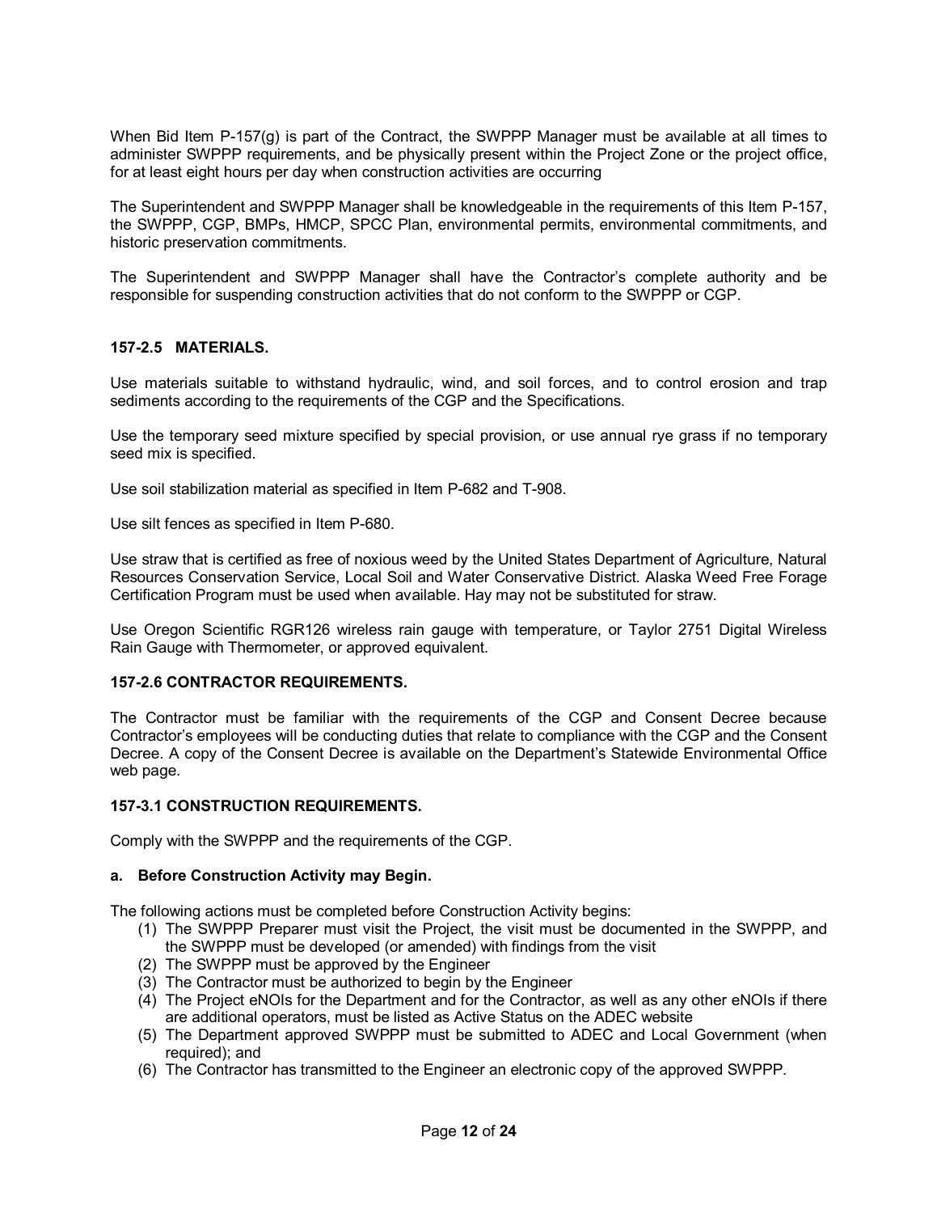When Bid Item P-157(g) is part of the Contract, the SWPPP Manager must be available at all times to administer SWPPP requirements, and be physically present within the Project Zone or the project office, for at least eight hours per day when construction activities are occurring

The Superintendent and SWPPP Manager shall be knowledgeable in the requirements of this Item P-157, the SWPPP, CGP, BMPs, HMCP, SPCC Plan, environmental permits, environmental commitments, and historic preservation commitments.

The Superintendent and SWPPP Manager shall have the Contractor's complete authority and be responsible for suspending construction activities that do not conform to the SWPPP or CGP.

### 157-2.5 MATERIALS.

Use materials suitable to withstand hydraulic, wind, and soil forces, and to control erosion and trap sediments according to the requirements of the CGP and the Specifications.

Use the temporary seed mixture specified by special provision, or use annual rye grass if no temporary seed mix is specified.

Use soil stabilization material as specified in Item P-682 and T-908.

Use silt fences as specified in Item P-680.

Use straw that is certified as free of noxious weed by the United States Department of Agriculture, Natural Resources Conservation Service, Local Soil and Water Conservative District. Alaska Weed Free Forage Certification Program must be used when available. Hay may not be substituted for straw.

Use Oregon Scientific RGR126 wireless rain gauge with temperature, or Taylor 2751 Digital Wireless Rain Gauge with Thermometer, or approved equivalent.

### 157-2.6 CONTRACTOR REQUIREMENTS.

The Contractor must be familiar with the requirements of the CGP and Consent Decree because Contractor's employees will be conducting duties that relate to compliance with the CGP and the Consent Decree. A copy of the Consent Decree is available on the Department's Statewide Environmental Office web page.

### 157-3.1 CONSTRUCTION REQUIREMENTS.

Comply with the SWPPP and the requirements of the CGP.

**a. Before Construction Activity may Begin.**

The following actions must be completed before Construction Activity begins:

(1) The SWPPP Preparer must visit the Project, the visit must be documented in the SWPPP, and the SWPPP must be developed (or amended) with findings from the visit
(2) The SWPPP must be approved by the Engineer
(3) The Contractor must be authorized to begin by the Engineer
(4) The Project eNOIs for the Department and for the Contractor, as well as any other eNOIs if there are additional operators, must be listed as Active Status on the ADEC website
(5) The Department approved SWPPP must be submitted to ADEC and Local Government (when required); and
(6) The Contractor has transmitted to the Engineer an electronic copy of the approved SWPPP.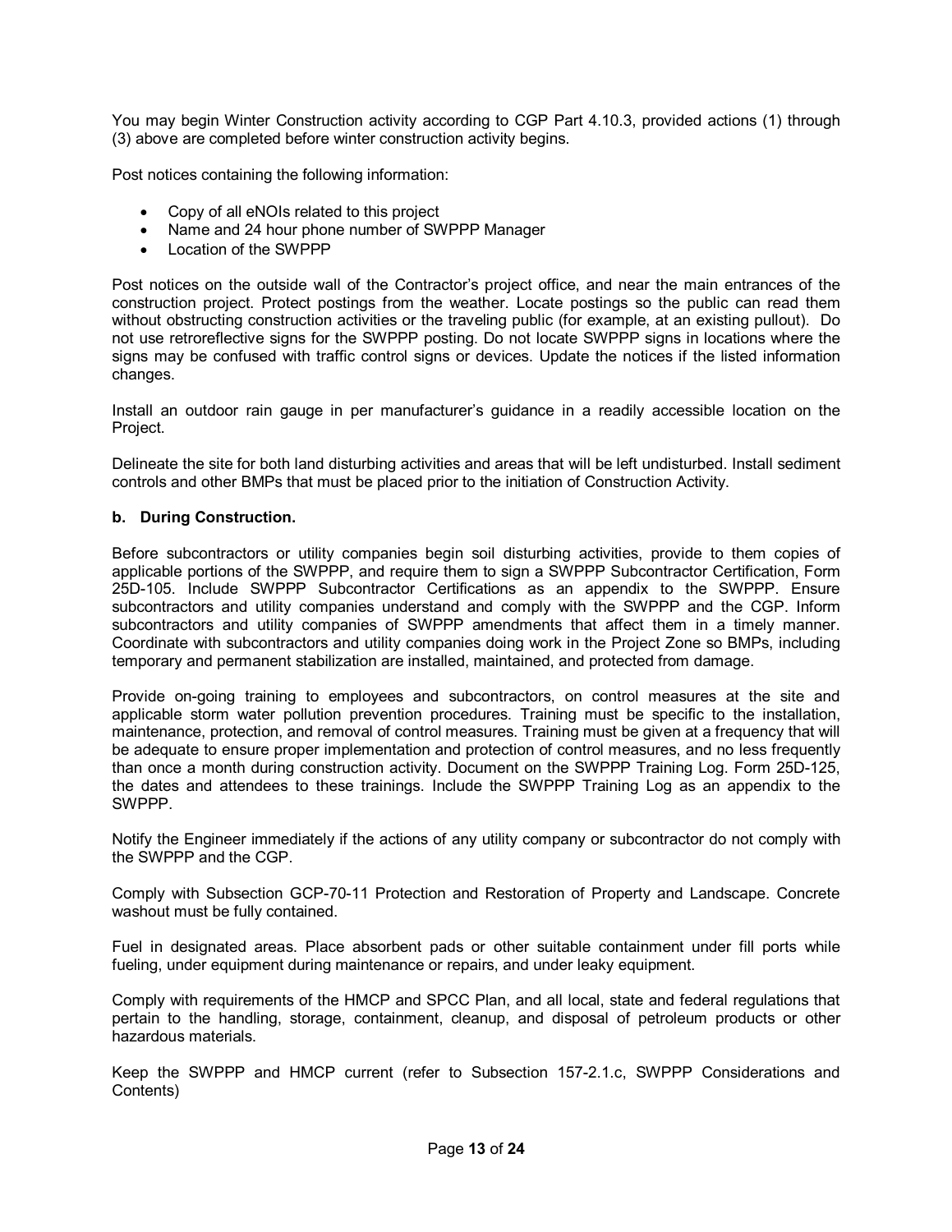You may begin Winter Construction activity according to CGP Part 4.10.3, provided actions (1) through (3) above are completed before winter construction activity begins.

Post notices containing the following information:

- Copy of all eNOIs related to this project
- Name and 24 hour phone number of SWPPP Manager
- Location of the SWPPP

Post notices on the outside wall of the Contractor's project office, and near the main entrances of the construction project. Protect postings from the weather. Locate postings so the public can read them without obstructing construction activities or the traveling public (for example, at an existing pullout). Do not use retroreflective signs for the SWPPP posting. Do not locate SWPPP signs in locations where the signs may be confused with traffic control signs or devices. Update the notices if the listed information changes.

Install an outdoor rain gauge in per manufacturer's guidance in a readily accessible location on the Project.

Delineate the site for both land disturbing activities and areas that will be left undisturbed. Install sediment controls and other BMPs that must be placed prior to the initiation of Construction Activity.

**b. During Construction.**

Before subcontractors or utility companies begin soil disturbing activities, provide to them copies of applicable portions of the SWPPP, and require them to sign a SWPPP Subcontractor Certification, Form 25D-105. Include SWPPP Subcontractor Certifications as an appendix to the SWPPP. Ensure subcontractors and utility companies understand and comply with the SWPPP and the CGP. Inform subcontractors and utility companies of SWPPP amendments that affect them in a timely manner. Coordinate with subcontractors and utility companies doing work in the Project Zone so BMPs, including temporary and permanent stabilization are installed, maintained, and protected from damage.

Provide on-going training to employees and subcontractors, on control measures at the site and applicable storm water pollution prevention procedures. Training must be specific to the installation, maintenance, protection, and removal of control measures. Training must be given at a frequency that will be adequate to ensure proper implementation and protection of control measures, and no less frequently than once a month during construction activity. Document on the SWPPP Training Log. Form 25D-125, the dates and attendees to these trainings. Include the SWPPP Training Log as an appendix to the SWPPP.

Notify the Engineer immediately if the actions of any utility company or subcontractor do not comply with the SWPPP and the CGP.

Comply with Subsection GCP-70-11 Protection and Restoration of Property and Landscape. Concrete washout must be fully contained.

Fuel in designated areas. Place absorbent pads or other suitable containment under fill ports while fueling, under equipment during maintenance or repairs, and under leaky equipment.

Comply with requirements of the HMCP and SPCC Plan, and all local, state and federal regulations that pertain to the handling, storage, containment, cleanup, and disposal of petroleum products or other hazardous materials.

Keep the SWPPP and HMCP current (refer to Subsection 157-2.1.c, SWPPP Considerations and Contents)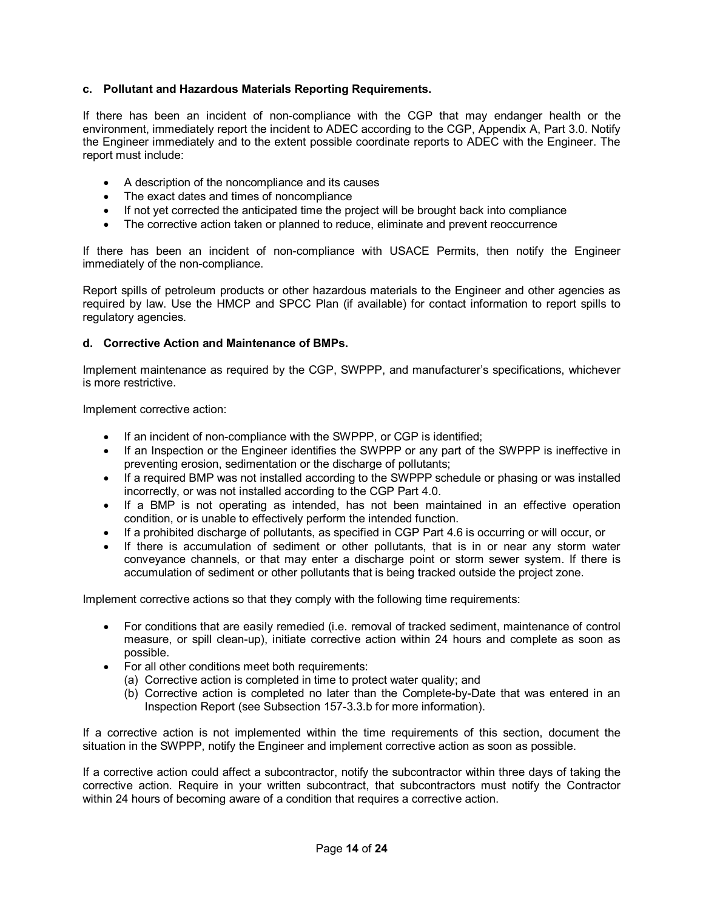**c. Pollutant and Hazardous Materials Reporting Requirements.**

If there has been an incident of non-compliance with the CGP that may endanger health or the environment, immediately report the incident to ADEC according to the CGP, Appendix A, Part 3.0. Notify the Engineer immediately and to the extent possible coordinate reports to ADEC with the Engineer. The report must include:

- A description of the noncompliance and its causes
- The exact dates and times of noncompliance
- If not yet corrected the anticipated time the project will be brought back into compliance
- The corrective action taken or planned to reduce, eliminate and prevent reoccurrence

If there has been an incident of non-compliance with USACE Permits, then notify the Engineer immediately of the non-compliance.

Report spills of petroleum products or other hazardous materials to the Engineer and other agencies as required by law. Use the HMCP and SPCC Plan (if available) for contact information to report spills to regulatory agencies.

**d. Corrective Action and Maintenance of BMPs.**

Implement maintenance as required by the CGP, SWPPP, and manufacturer's specifications, whichever is more restrictive.

Implement corrective action:

- If an incident of non-compliance with the SWPPP, or CGP is identified;
- If an Inspection or the Engineer identifies the SWPPP or any part of the SWPPP is ineffective in preventing erosion, sedimentation or the discharge of pollutants;
- If a required BMP was not installed according to the SWPPP schedule or phasing or was installed incorrectly, or was not installed according to the CGP Part 4.0.
- If a BMP is not operating as intended, has not been maintained in an effective operation condition, or is unable to effectively perform the intended function.
- If a prohibited discharge of pollutants, as specified in CGP Part 4.6 is occurring or will occur, or
- If there is accumulation of sediment or other pollutants, that is in or near any storm water conveyance channels, or that may enter a discharge point or storm sewer system. If there is accumulation of sediment or other pollutants that is being tracked outside the project zone.

Implement corrective actions so that they comply with the following time requirements:

- For conditions that are easily remedied (i.e. removal of tracked sediment, maintenance of control measure, or spill clean-up), initiate corrective action within 24 hours and complete as soon as possible.
- For all other conditions meet both requirements:
  (a) Corrective action is completed in time to protect water quality; and
  (b) Corrective action is completed no later than the Complete-by-Date that was entered in an Inspection Report (see Subsection 157-3.3.b for more information).

If a corrective action is not implemented within the time requirements of this section, document the situation in the SWPPP, notify the Engineer and implement corrective action as soon as possible.

If a corrective action could affect a subcontractor, notify the subcontractor within three days of taking the corrective action. Require in your written subcontract, that subcontractors must notify the Contractor within 24 hours of becoming aware of a condition that requires a corrective action.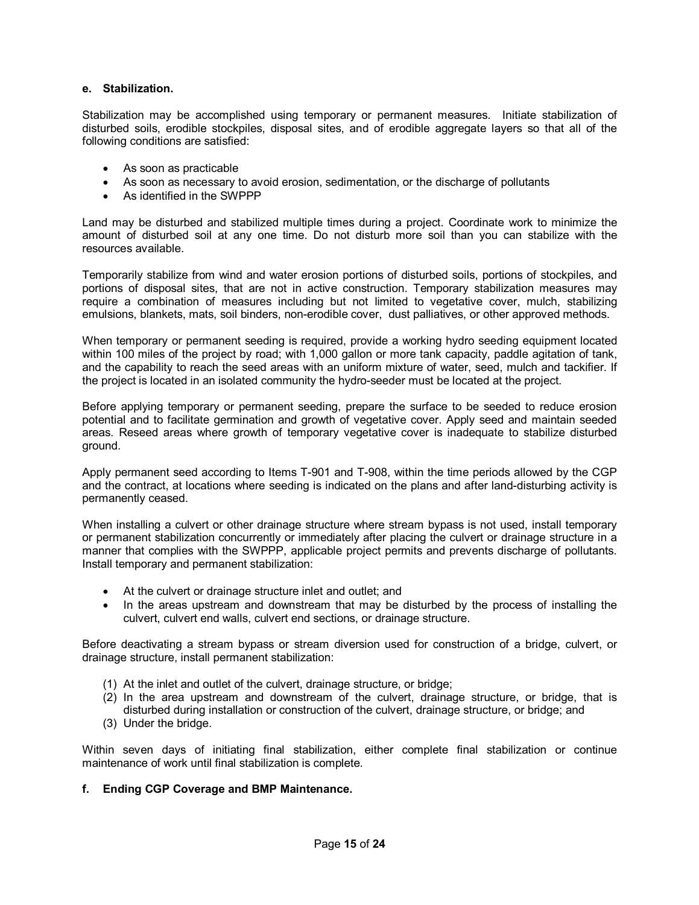**e. Stabilization.**

Stabilization may be accomplished using temporary or permanent measures. Initiate stabilization of disturbed soils, erodible stockpiles, disposal sites, and of erodible aggregate layers so that all of the following conditions are satisfied:

- As soon as practicable
- As soon as necessary to avoid erosion, sedimentation, or the discharge of pollutants
- As identified in the SWPPP

Land may be disturbed and stabilized multiple times during a project. Coordinate work to minimize the amount of disturbed soil at any one time. Do not disturb more soil than you can stabilize with the resources available.

Temporarily stabilize from wind and water erosion portions of disturbed soils, portions of stockpiles, and portions of disposal sites, that are not in active construction. Temporary stabilization measures may require a combination of measures including but not limited to vegetative cover, mulch, stabilizing emulsions, blankets, mats, soil binders, non-erodible cover, dust palliatives, or other approved methods.

When temporary or permanent seeding is required, provide a working hydro seeding equipment located within 100 miles of the project by road; with 1,000 gallon or more tank capacity, paddle agitation of tank, and the capability to reach the seed areas with an uniform mixture of water, seed, mulch and tackifier. If the project is located in an isolated community the hydro-seeder must be located at the project.

Before applying temporary or permanent seeding, prepare the surface to be seeded to reduce erosion potential and to facilitate germination and growth of vegetative cover. Apply seed and maintain seeded areas. Reseed areas where growth of temporary vegetative cover is inadequate to stabilize disturbed ground.

Apply permanent seed according to Items T-901 and T-908, within the time periods allowed by the CGP and the contract, at locations where seeding is indicated on the plans and after land-disturbing activity is permanently ceased.

When installing a culvert or other drainage structure where stream bypass is not used, install temporary or permanent stabilization concurrently or immediately after placing the culvert or drainage structure in a manner that complies with the SWPPP, applicable project permits and prevents discharge of pollutants. Install temporary and permanent stabilization:

- At the culvert or drainage structure inlet and outlet; and
- In the areas upstream and downstream that may be disturbed by the process of installing the culvert, culvert end walls, culvert end sections, or drainage structure.

Before deactivating a stream bypass or stream diversion used for construction of a bridge, culvert, or drainage structure, install permanent stabilization:

(1) At the inlet and outlet of the culvert, drainage structure, or bridge;
(2) In the area upstream and downstream of the culvert, drainage structure, or bridge, that is disturbed during installation or construction of the culvert, drainage structure, or bridge; and
(3) Under the bridge.

Within seven days of initiating final stabilization, either complete final stabilization or continue maintenance of work until final stabilization is complete.

**f. Ending CGP Coverage and BMP Maintenance.**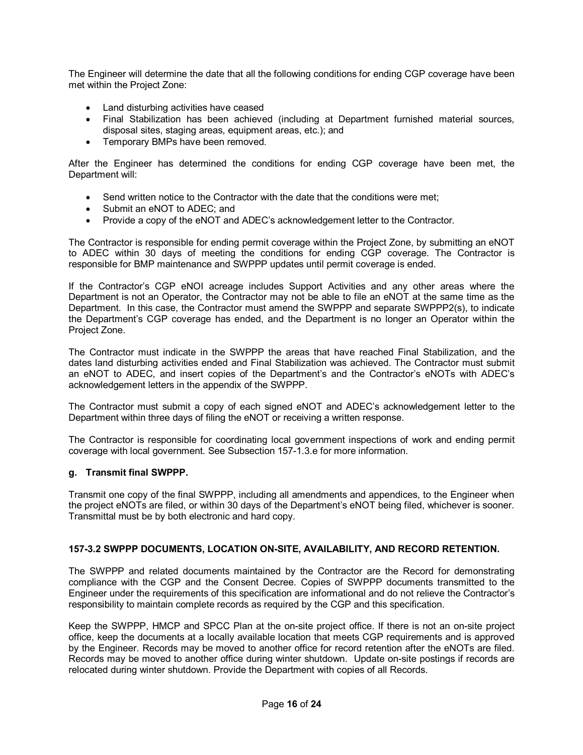The Engineer will determine the date that all the following conditions for ending CGP coverage have been met within the Project Zone:

- Land disturbing activities have ceased
- Final Stabilization has been achieved (including at Department furnished material sources, disposal sites, staging areas, equipment areas, etc.); and
- Temporary BMPs have been removed.

After the Engineer has determined the conditions for ending CGP coverage have been met, the Department will:

- Send written notice to the Contractor with the date that the conditions were met;
- Submit an eNOT to ADEC; and
- Provide a copy of the eNOT and ADEC's acknowledgement letter to the Contractor.

The Contractor is responsible for ending permit coverage within the Project Zone, by submitting an eNOT to ADEC within 30 days of meeting the conditions for ending CGP coverage. The Contractor is responsible for BMP maintenance and SWPPP updates until permit coverage is ended.

If the Contractor's CGP eNOI acreage includes Support Activities and any other areas where the Department is not an Operator, the Contractor may not be able to file an eNOT at the same time as the Department. In this case, the Contractor must amend the SWPPP and separate SWPPP2(s), to indicate the Department's CGP coverage has ended, and the Department is no longer an Operator within the Project Zone.

The Contractor must indicate in the SWPPP the areas that have reached Final Stabilization, and the dates land disturbing activities ended and Final Stabilization was achieved. The Contractor must submit an eNOT to ADEC, and insert copies of the Department's and the Contractor's eNOTs with ADEC's acknowledgement letters in the appendix of the SWPPP.

The Contractor must submit a copy of each signed eNOT and ADEC's acknowledgement letter to the Department within three days of filing the eNOT or receiving a written response.

The Contractor is responsible for coordinating local government inspections of work and ending permit coverage with local government. See Subsection 157-1.3.e for more information.

**g. Transmit final SWPPP.**

Transmit one copy of the final SWPPP, including all amendments and appendices, to the Engineer when the project eNOTs are filed, or within 30 days of the Department's eNOT being filed, whichever is sooner. Transmittal must be by both electronic and hard copy.

**157-3.2 SWPPP DOCUMENTS, LOCATION ON-SITE, AVAILABILITY, AND RECORD RETENTION.**

The SWPPP and related documents maintained by the Contractor are the Record for demonstrating compliance with the CGP and the Consent Decree. Copies of SWPPP documents transmitted to the Engineer under the requirements of this specification are informational and do not relieve the Contractor's responsibility to maintain complete records as required by the CGP and this specification.

Keep the SWPPP, HMCP and SPCC Plan at the on-site project office. If there is not an on-site project office, keep the documents at a locally available location that meets CGP requirements and is approved by the Engineer. Records may be moved to another office for record retention after the eNOTs are filed. Records may be moved to another office during winter shutdown. Update on-site postings if records are relocated during winter shutdown. Provide the Department with copies of all Records.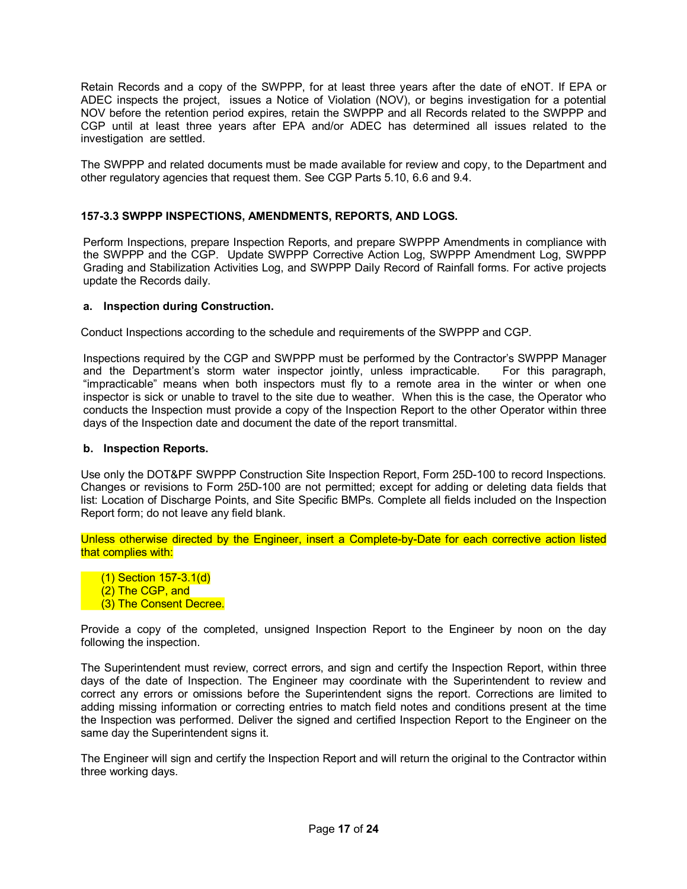Retain Records and a copy of the SWPPP, for at least three years after the date of eNOT. If EPA or ADEC inspects the project, issues a Notice of Violation (NOV), or begins investigation for a potential NOV before the retention period expires, retain the SWPPP and all Records related to the SWPPP and CGP until at least three years after EPA and/or ADEC has determined all issues related to the investigation are settled.

The SWPPP and related documents must be made available for review and copy, to the Department and other regulatory agencies that request them. See CGP Parts 5.10, 6.6 and 9.4.

**157-3.3 SWPPP INSPECTIONS, AMENDMENTS, REPORTS, AND LOGS.**

Perform Inspections, prepare Inspection Reports, and prepare SWPPP Amendments in compliance with the SWPPP and the CGP. Update SWPPP Corrective Action Log, SWPPP Amendment Log, SWPPP Grading and Stabilization Activities Log, and SWPPP Daily Record of Rainfall forms. For active projects update the Records daily.

**a. Inspection during Construction.**

Conduct Inspections according to the schedule and requirements of the SWPPP and CGP.

Inspections required by the CGP and SWPPP must be performed by the Contractor's SWPPP Manager and the Department's storm water inspector jointly, unless impracticable. For this paragraph, "impracticable" means when both inspectors must fly to a remote area in the winter or when one inspector is sick or unable to travel to the site due to weather. When this is the case, the Operator who conducts the Inspection must provide a copy of the Inspection Report to the other Operator within three days of the Inspection date and document the date of the report transmittal.

**b. Inspection Reports.**

Use only the DOT&PF SWPPP Construction Site Inspection Report, Form 25D-100 to record Inspections. Changes or revisions to Form 25D-100 are not permitted; except for adding or deleting data fields that list: Location of Discharge Points, and Site Specific BMPs. Complete all fields included on the Inspection Report form; do not leave any field blank.

Unless otherwise directed by the Engineer, insert a Complete-by-Date for each corrective action listed that complies with:

(1) Section 157-3.1(d)
(2) The CGP, and
(3) The Consent Decree.

Provide a copy of the completed, unsigned Inspection Report to the Engineer by noon on the day following the inspection.

The Superintendent must review, correct errors, and sign and certify the Inspection Report, within three days of the date of Inspection. The Engineer may coordinate with the Superintendent to review and correct any errors or omissions before the Superintendent signs the report. Corrections are limited to adding missing information or correcting entries to match field notes and conditions present at the time the Inspection was performed. Deliver the signed and certified Inspection Report to the Engineer on the same day the Superintendent signs it.

The Engineer will sign and certify the Inspection Report and will return the original to the Contractor within three working days.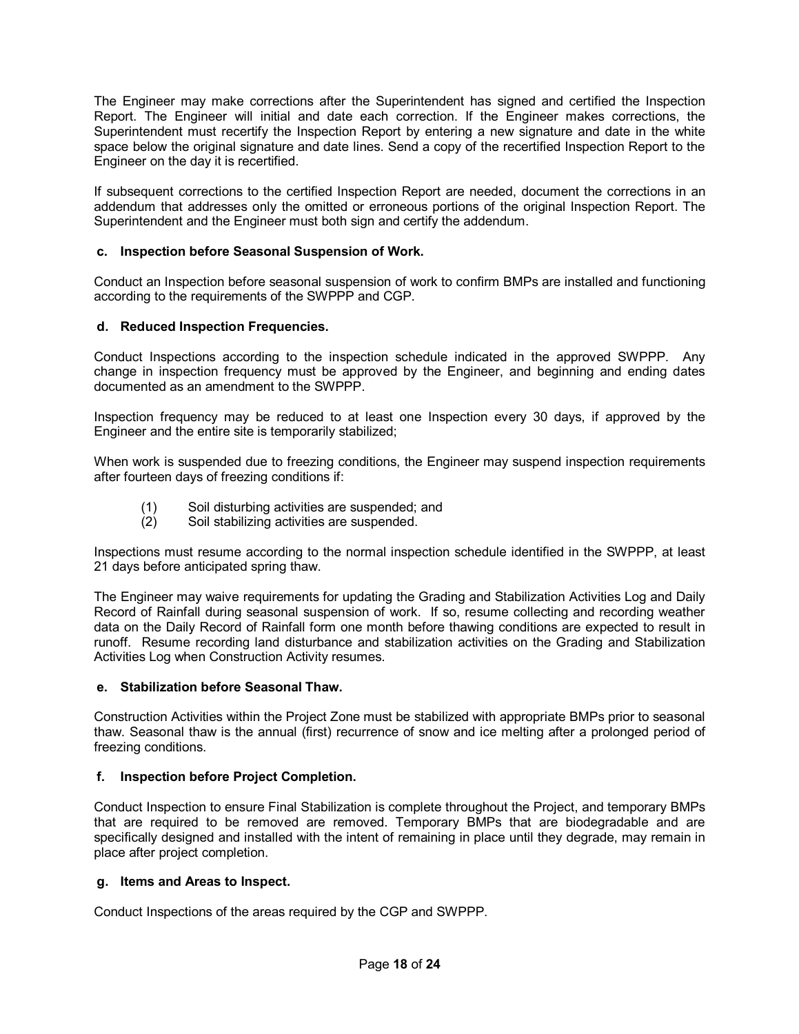The Engineer may make corrections after the Superintendent has signed and certified the Inspection Report. The Engineer will initial and date each correction. If the Engineer makes corrections, the Superintendent must recertify the Inspection Report by entering a new signature and date in the white space below the original signature and date lines. Send a copy of the recertified Inspection Report to the Engineer on the day it is recertified.

If subsequent corrections to the certified Inspection Report are needed, document the corrections in an addendum that addresses only the omitted or erroneous portions of the original Inspection Report. The Superintendent and the Engineer must both sign and certify the addendum.

**c. Inspection before Seasonal Suspension of Work.**

Conduct an Inspection before seasonal suspension of work to confirm BMPs are installed and functioning according to the requirements of the SWPPP and CGP.

**d. Reduced Inspection Frequencies.**

Conduct Inspections according to the inspection schedule indicated in the approved SWPPP. Any change in inspection frequency must be approved by the Engineer, and beginning and ending dates documented as an amendment to the SWPPP.

Inspection frequency may be reduced to at least one Inspection every 30 days, if approved by the Engineer and the entire site is temporarily stabilized;

When work is suspended due to freezing conditions, the Engineer may suspend inspection requirements after fourteen days of freezing conditions if:

(1) Soil disturbing activities are suspended; and
(2) Soil stabilizing activities are suspended.

Inspections must resume according to the normal inspection schedule identified in the SWPPP, at least 21 days before anticipated spring thaw.

The Engineer may waive requirements for updating the Grading and Stabilization Activities Log and Daily Record of Rainfall during seasonal suspension of work. If so, resume collecting and recording weather data on the Daily Record of Rainfall form one month before thawing conditions are expected to result in runoff. Resume recording land disturbance and stabilization activities on the Grading and Stabilization Activities Log when Construction Activity resumes.

**e. Stabilization before Seasonal Thaw.**

Construction Activities within the Project Zone must be stabilized with appropriate BMPs prior to seasonal thaw. Seasonal thaw is the annual (first) recurrence of snow and ice melting after a prolonged period of freezing conditions.

**f. Inspection before Project Completion.**

Conduct Inspection to ensure Final Stabilization is complete throughout the Project, and temporary BMPs that are required to be removed are removed. Temporary BMPs that are biodegradable and are specifically designed and installed with the intent of remaining in place until they degrade, may remain in place after project completion.

**g. Items and Areas to Inspect.**

Conduct Inspections of the areas required by the CGP and SWPPP.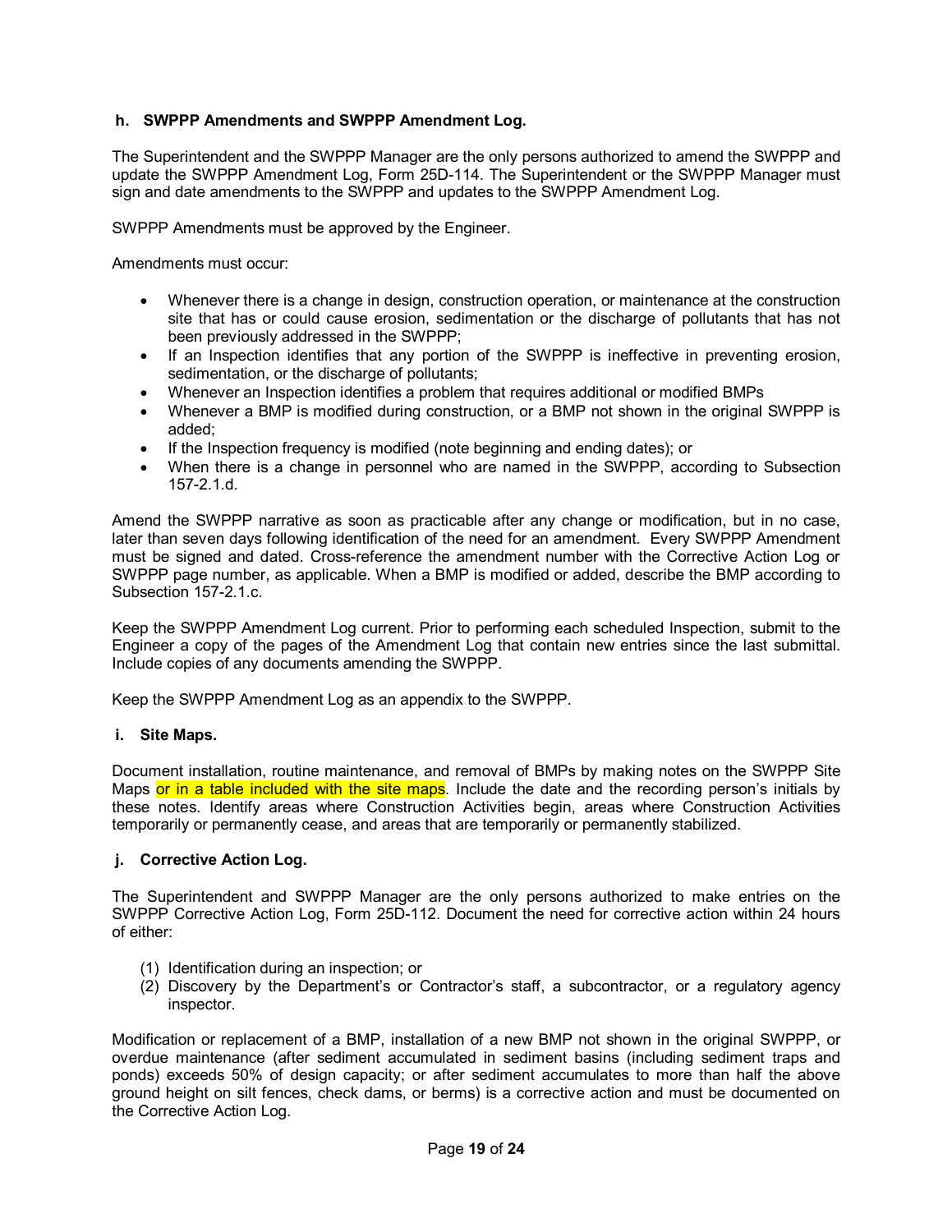**h. SWPPP Amendments and SWPPP Amendment Log.**

The Superintendent and the SWPPP Manager are the only persons authorized to amend the SWPPP and update the SWPPP Amendment Log, Form 25D-114. The Superintendent or the SWPPP Manager must sign and date amendments to the SWPPP and updates to the SWPPP Amendment Log.

SWPPP Amendments must be approved by the Engineer.

Amendments must occur:

- Whenever there is a change in design, construction operation, or maintenance at the construction site that has or could cause erosion, sedimentation or the discharge of pollutants that has not been previously addressed in the SWPPP;
- If an Inspection identifies that any portion of the SWPPP is ineffective in preventing erosion, sedimentation, or the discharge of pollutants;
- Whenever an Inspection identifies a problem that requires additional or modified BMPs
- Whenever a BMP is modified during construction, or a BMP not shown in the original SWPPP is added;
- If the Inspection frequency is modified (note beginning and ending dates); or
- When there is a change in personnel who are named in the SWPPP, according to Subsection 157-2.1.d.

Amend the SWPPP narrative as soon as practicable after any change or modification, but in no case, later than seven days following identification of the need for an amendment. Every SWPPP Amendment must be signed and dated. Cross-reference the amendment number with the Corrective Action Log or SWPPP page number, as applicable. When a BMP is modified or added, describe the BMP according to Subsection 157-2.1.c.

Keep the SWPPP Amendment Log current. Prior to performing each scheduled Inspection, submit to the Engineer a copy of the pages of the Amendment Log that contain new entries since the last submittal. Include copies of any documents amending the SWPPP.

Keep the SWPPP Amendment Log as an appendix to the SWPPP.

**i. Site Maps.**

Document installation, routine maintenance, and removal of BMPs by making notes on the SWPPP Site Maps or in a table included with the site maps. Include the date and the recording person's initials by these notes. Identify areas where Construction Activities begin, areas where Construction Activities temporarily or permanently cease, and areas that are temporarily or permanently stabilized.

**j. Corrective Action Log.**

The Superintendent and SWPPP Manager are the only persons authorized to make entries on the SWPPP Corrective Action Log, Form 25D-112. Document the need for corrective action within 24 hours of either:

(1) Identification during an inspection; or
(2) Discovery by the Department's or Contractor's staff, a subcontractor, or a regulatory agency inspector.

Modification or replacement of a BMP, installation of a new BMP not shown in the original SWPPP, or overdue maintenance (after sediment accumulated in sediment basins (including sediment traps and ponds) exceeds 50% of design capacity; or after sediment accumulates to more than half the above ground height on silt fences, check dams, or berms) is a corrective action and must be documented on the Corrective Action Log.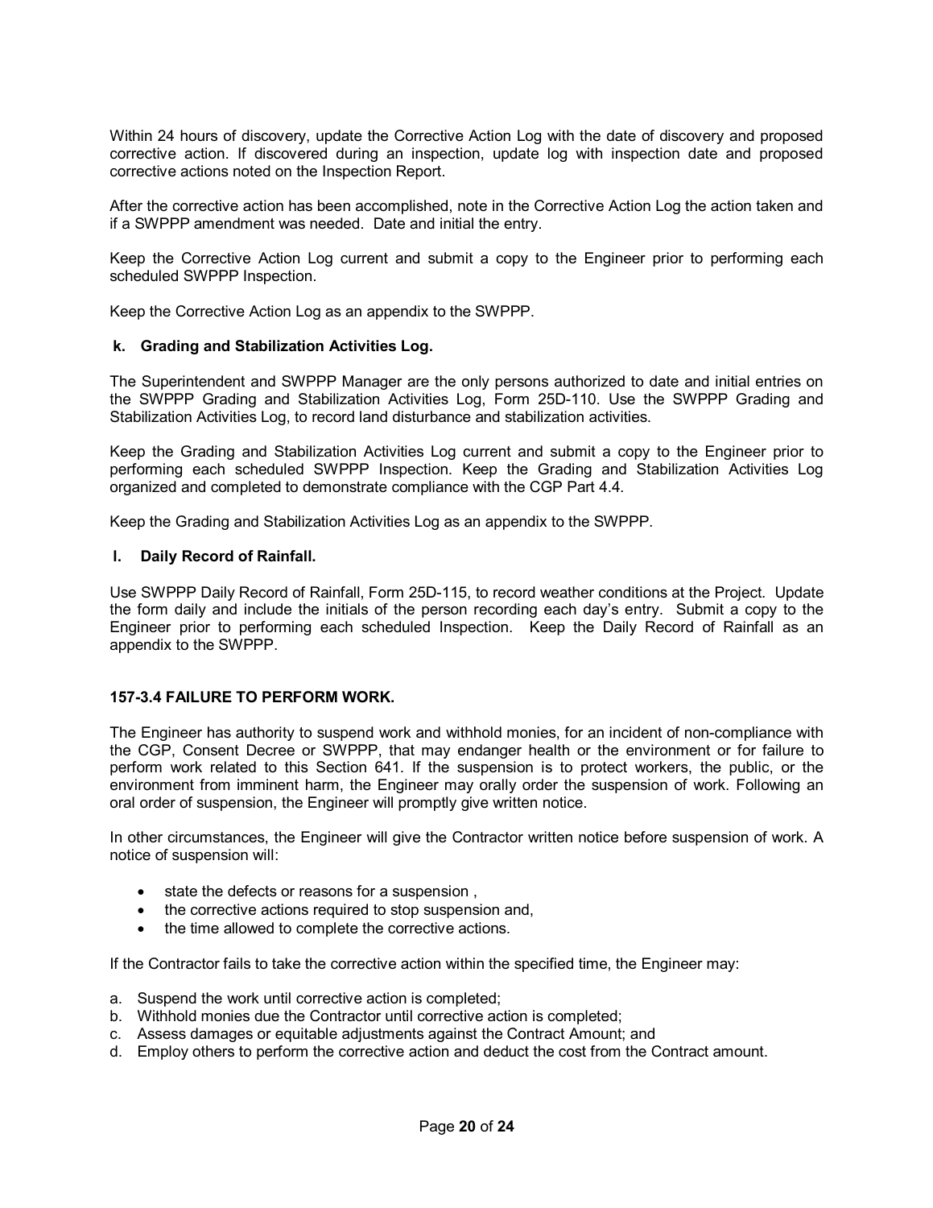Within 24 hours of discovery, update the Corrective Action Log with the date of discovery and proposed corrective action. If discovered during an inspection, update log with inspection date and proposed corrective actions noted on the Inspection Report.

After the corrective action has been accomplished, note in the Corrective Action Log the action taken and if a SWPPP amendment was needed. Date and initial the entry.

Keep the Corrective Action Log current and submit a copy to the Engineer prior to performing each scheduled SWPPP Inspection.

Keep the Corrective Action Log as an appendix to the SWPPP.

**k. Grading and Stabilization Activities Log.**

The Superintendent and SWPPP Manager are the only persons authorized to date and initial entries on the SWPPP Grading and Stabilization Activities Log, Form 25D-110. Use the SWPPP Grading and Stabilization Activities Log, to record land disturbance and stabilization activities.

Keep the Grading and Stabilization Activities Log current and submit a copy to the Engineer prior to performing each scheduled SWPPP Inspection. Keep the Grading and Stabilization Activities Log organized and completed to demonstrate compliance with the CGP Part 4.4.

Keep the Grading and Stabilization Activities Log as an appendix to the SWPPP.

**l. Daily Record of Rainfall.**

Use SWPPP Daily Record of Rainfall, Form 25D-115, to record weather conditions at the Project. Update the form daily and include the initials of the person recording each day's entry. Submit a copy to the Engineer prior to performing each scheduled Inspection. Keep the Daily Record of Rainfall as an appendix to the SWPPP.

**157-3.4 FAILURE TO PERFORM WORK.**

The Engineer has authority to suspend work and withhold monies, for an incident of non-compliance with the CGP, Consent Decree or SWPPP, that may endanger health or the environment or for failure to perform work related to this Section 641. If the suspension is to protect workers, the public, or the environment from imminent harm, the Engineer may orally order the suspension of work. Following an oral order of suspension, the Engineer will promptly give written notice.

In other circumstances, the Engineer will give the Contractor written notice before suspension of work. A notice of suspension will:

- state the defects or reasons for a suspension ,
- the corrective actions required to stop suspension and,
- the time allowed to complete the corrective actions.

If the Contractor fails to take the corrective action within the specified time, the Engineer may:

a. Suspend the work until corrective action is completed;
b. Withhold monies due the Contractor until corrective action is completed;
c. Assess damages or equitable adjustments against the Contract Amount; and
d. Employ others to perform the corrective action and deduct the cost from the Contract amount.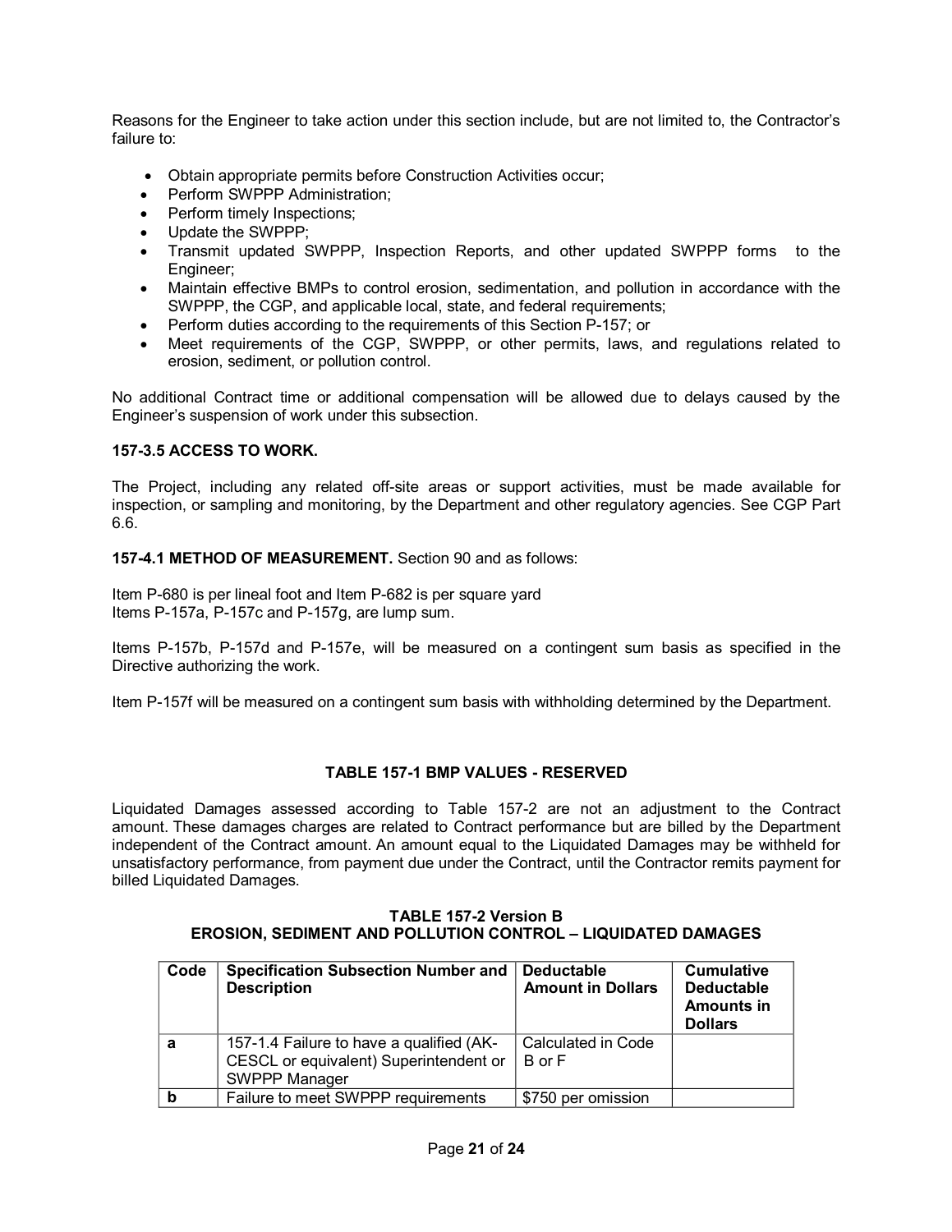Reasons for the Engineer to take action under this section include, but are not limited to, the Contractor's failure to:

- Obtain appropriate permits before Construction Activities occur;
- Perform SWPPP Administration;
- Perform timely Inspections;
- Update the SWPPP;
- Transmit updated SWPPP, Inspection Reports, and other updated SWPPP forms to the Engineer;
- Maintain effective BMPs to control erosion, sedimentation, and pollution in accordance with the SWPPP, the CGP, and applicable local, state, and federal requirements;
- Perform duties according to the requirements of this Section P-157; or
- Meet requirements of the CGP, SWPPP, or other permits, laws, and regulations related to erosion, sediment, or pollution control.

No additional Contract time or additional compensation will be allowed due to delays caused by the Engineer's suspension of work under this subsection.

**157-3.5 ACCESS TO WORK.**

The Project, including any related off-site areas or support activities, must be made available for inspection, or sampling and monitoring, by the Department and other regulatory agencies. See CGP Part 6.6.

**157-4.1 METHOD OF MEASUREMENT.** Section 90 and as follows:

Item P-680 is per lineal foot and Item P-682 is per square yard
Items P-157a, P-157c and P-157g, are lump sum.

Items P-157b, P-157d and P-157e, will be measured on a contingent sum basis as specified in the Directive authorizing the work.

Item P-157f will be measured on a contingent sum basis with withholding determined by the Department.

**TABLE 157-1 BMP VALUES - RESERVED**

Liquidated Damages assessed according to Table 157-2 are not an adjustment to the Contract amount. These damages charges are related to Contract performance but are billed by the Department independent of the Contract amount. An amount equal to the Liquidated Damages may be withheld for unsatisfactory performance, from payment due under the Contract, until the Contractor remits payment for billed Liquidated Damages.

**TABLE 157-2 Version B**
**EROSION, SEDIMENT AND POLLUTION CONTROL – LIQUIDATED DAMAGES**

| Code | Specification Subsection Number and Description | Deductable Amount in Dollars | Cumulative Deductable Amounts in Dollars |
|---|---|---|---|
| a | 157-1.4 Failure to have a qualified (AK-CESCL or equivalent) Superintendent or SWPPP Manager | Calculated in Code B or F | |
| b | Failure to meet SWPPP requirements | $750 per omission | |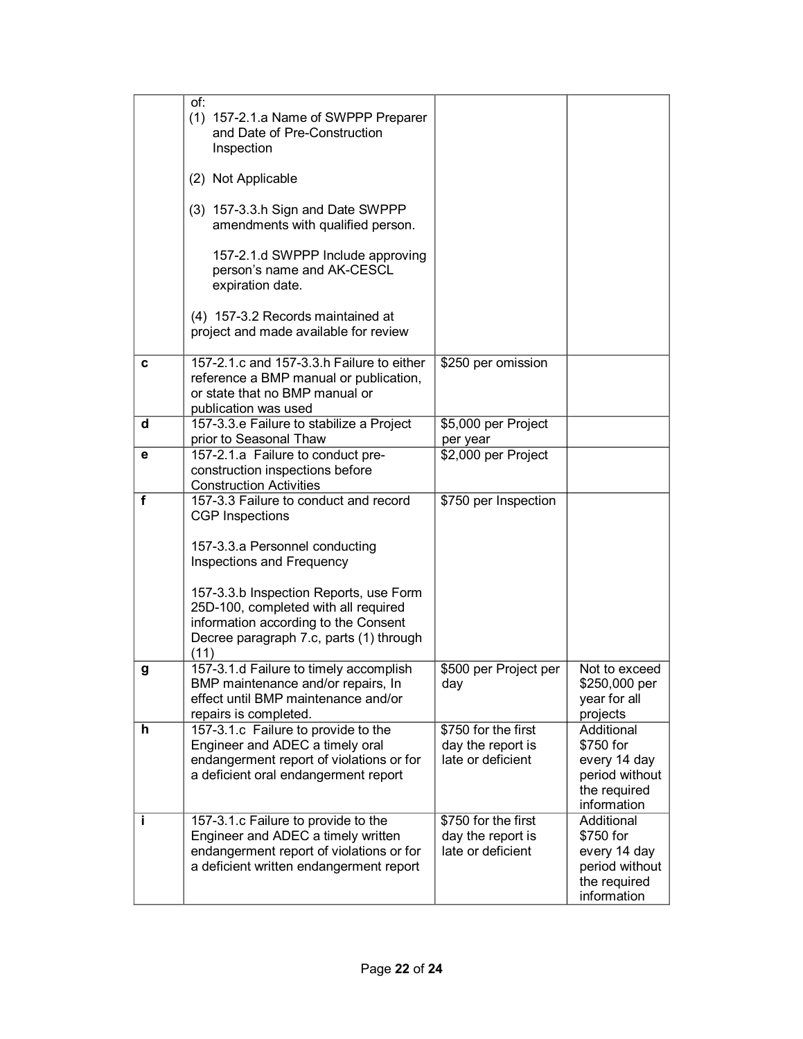| | | | |
|---|---|---|---|
| | of:<br>(1) 157-2.1.a Name of SWPPP Preparer and Date of Pre-Construction Inspection<br><br>(2) Not Applicable<br><br>(3) 157-3.3.h Sign and Date SWPPP amendments with qualified person.<br><br>157-2.1.d SWPPP Include approving person's name and AK-CESCL expiration date.<br><br>(4) 157-3.2 Records maintained at project and made available for review | | |
| **c** | 157-2.1.c and 157-3.3.h Failure to either reference a BMP manual or publication, or state that no BMP manual or publication was used | $250 per omission | |
| **d** | 157-3.3.e Failure to stabilize a Project prior to Seasonal Thaw | $5,000 per Project per year | |
| **e** | 157-2.1.a Failure to conduct pre-construction inspections before Construction Activities | $2,000 per Project | |
| **f** | 157-3.3 Failure to conduct and record CGP Inspections<br><br>157-3.3.a Personnel conducting Inspections and Frequency<br><br>157-3.3.b Inspection Reports, use Form 25D-100, completed with all required information according to the Consent Decree paragraph 7.c, parts (1) through (11) | $750 per Inspection | |
| **g** | 157-3.1.d Failure to timely accomplish BMP maintenance and/or repairs, In effect until BMP maintenance and/or repairs is completed. | $500 per Project per day | Not to exceed $250,000 per year for all projects |
| **h** | 157-3.1.c Failure to provide to the Engineer and ADEC a timely oral endangerment report of violations or for a deficient oral endangerment report | $750 for the first day the report is late or deficient | Additional $750 for every 14 day period without the required information |
| **i** | 157-3.1.c Failure to provide to the Engineer and ADEC a timely written endangerment report of violations or for a deficient written endangerment report | $750 for the first day the report is late or deficient | Additional $750 for every 14 day period without the required information |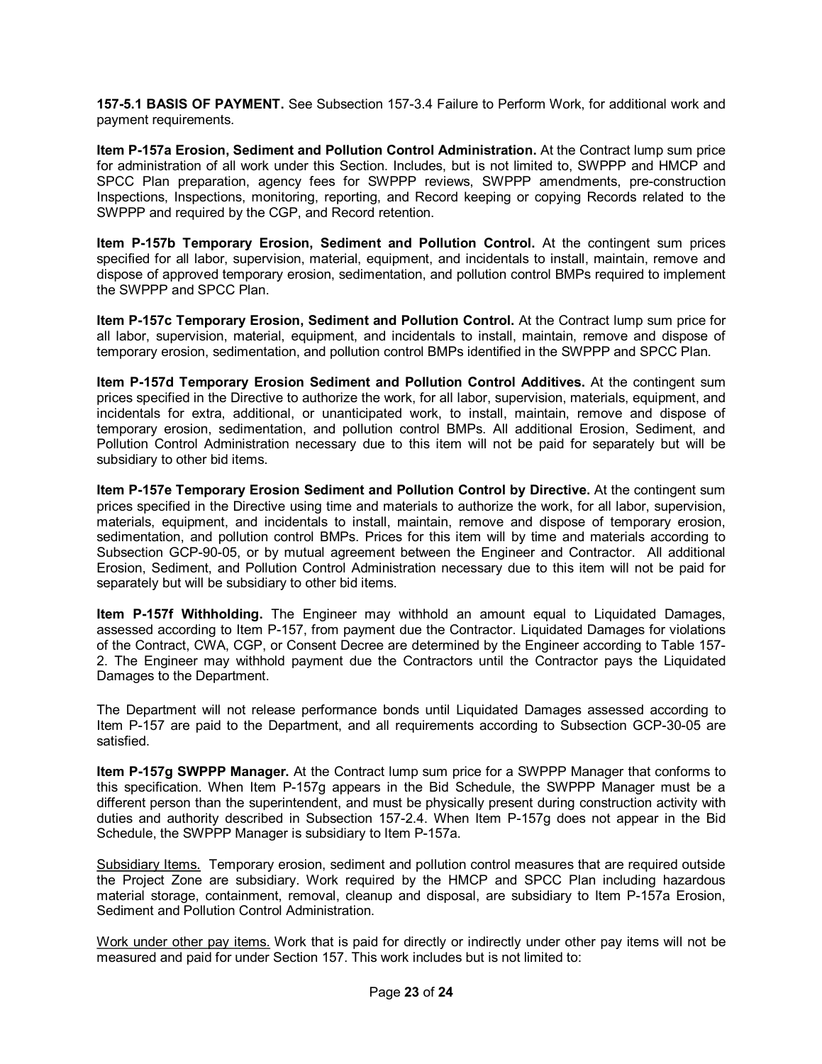**157-5.1 BASIS OF PAYMENT.** See Subsection 157-3.4 Failure to Perform Work, for additional work and payment requirements.

**Item P-157a Erosion, Sediment and Pollution Control Administration.** At the Contract lump sum price for administration of all work under this Section. Includes, but is not limited to, SWPPP and HMCP and SPCC Plan preparation, agency fees for SWPPP reviews, SWPPP amendments, pre-construction Inspections, Inspections, monitoring, reporting, and Record keeping or copying Records related to the SWPPP and required by the CGP, and Record retention.

**Item P-157b Temporary Erosion, Sediment and Pollution Control.** At the contingent sum prices specified for all labor, supervision, material, equipment, and incidentals to install, maintain, remove and dispose of approved temporary erosion, sedimentation, and pollution control BMPs required to implement the SWPPP and SPCC Plan.

**Item P-157c Temporary Erosion, Sediment and Pollution Control.** At the Contract lump sum price for all labor, supervision, material, equipment, and incidentals to install, maintain, remove and dispose of temporary erosion, sedimentation, and pollution control BMPs identified in the SWPPP and SPCC Plan.

**Item P-157d Temporary Erosion Sediment and Pollution Control Additives.** At the contingent sum prices specified in the Directive to authorize the work, for all labor, supervision, materials, equipment, and incidentals for extra, additional, or unanticipated work, to install, maintain, remove and dispose of temporary erosion, sedimentation, and pollution control BMPs. All additional Erosion, Sediment, and Pollution Control Administration necessary due to this item will not be paid for separately but will be subsidiary to other bid items.

**Item P-157e Temporary Erosion Sediment and Pollution Control by Directive.** At the contingent sum prices specified in the Directive using time and materials to authorize the work, for all labor, supervision, materials, equipment, and incidentals to install, maintain, remove and dispose of temporary erosion, sedimentation, and pollution control BMPs. Prices for this item will by time and materials according to Subsection GCP-90-05, or by mutual agreement between the Engineer and Contractor. All additional Erosion, Sediment, and Pollution Control Administration necessary due to this item will not be paid for separately but will be subsidiary to other bid items.

**Item P-157f Withholding.** The Engineer may withhold an amount equal to Liquidated Damages, assessed according to Item P-157, from payment due the Contractor. Liquidated Damages for violations of the Contract, CWA, CGP, or Consent Decree are determined by the Engineer according to Table 157-2. The Engineer may withhold payment due the Contractors until the Contractor pays the Liquidated Damages to the Department.

The Department will not release performance bonds until Liquidated Damages assessed according to Item P-157 are paid to the Department, and all requirements according to Subsection GCP-30-05 are satisfied.

**Item P-157g SWPPP Manager.** At the Contract lump sum price for a SWPPP Manager that conforms to this specification. When Item P-157g appears in the Bid Schedule, the SWPPP Manager must be a different person than the superintendent, and must be physically present during construction activity with duties and authority described in Subsection 157-2.4. When Item P-157g does not appear in the Bid Schedule, the SWPPP Manager is subsidiary to Item P-157a.

<u>Subsidiary Items.</u> Temporary erosion, sediment and pollution control measures that are required outside the Project Zone are subsidiary. Work required by the HMCP and SPCC Plan including hazardous material storage, containment, removal, cleanup and disposal, are subsidiary to Item P-157a Erosion, Sediment and Pollution Control Administration.

<u>Work under other pay items.</u> Work that is paid for directly or indirectly under other pay items will not be measured and paid for under Section 157. This work includes but is not limited to: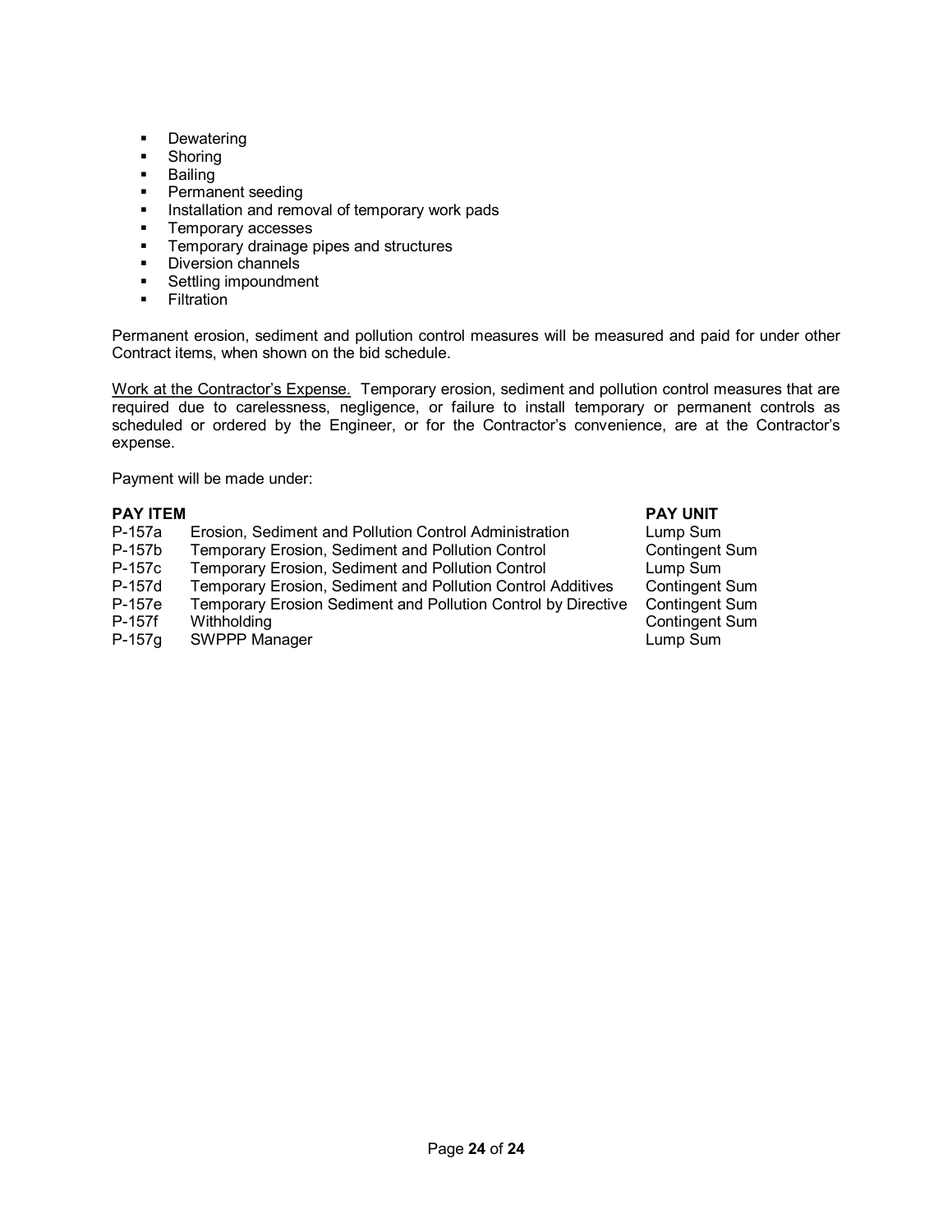- Dewatering
- Shoring
- Bailing
- Permanent seeding
- Installation and removal of temporary work pads
- Temporary accesses
- Temporary drainage pipes and structures
- Diversion channels
- Settling impoundment
- Filtration

Permanent erosion, sediment and pollution control measures will be measured and paid for under other Contract items, when shown on the bid schedule.

<u>Work at the Contractor's Expense.</u> Temporary erosion, sediment and pollution control measures that are required due to carelessness, negligence, or failure to install temporary or permanent controls as scheduled or ordered by the Engineer, or for the Contractor's convenience, are at the Contractor's expense.

Payment will be made under:

| PAY ITEM | | PAY UNIT |
|---|---|---|
| P-157a | Erosion, Sediment and Pollution Control Administration | Lump Sum |
| P-157b | Temporary Erosion, Sediment and Pollution Control | Contingent Sum |
| P-157c | Temporary Erosion, Sediment and Pollution Control | Lump Sum |
| P-157d | Temporary Erosion, Sediment and Pollution Control Additives | Contingent Sum |
| P-157e | Temporary Erosion Sediment and Pollution Control by Directive | Contingent Sum |
| P-157f | Withholding | Contingent Sum |
| P-157g | SWPPP Manager | Lump Sum |